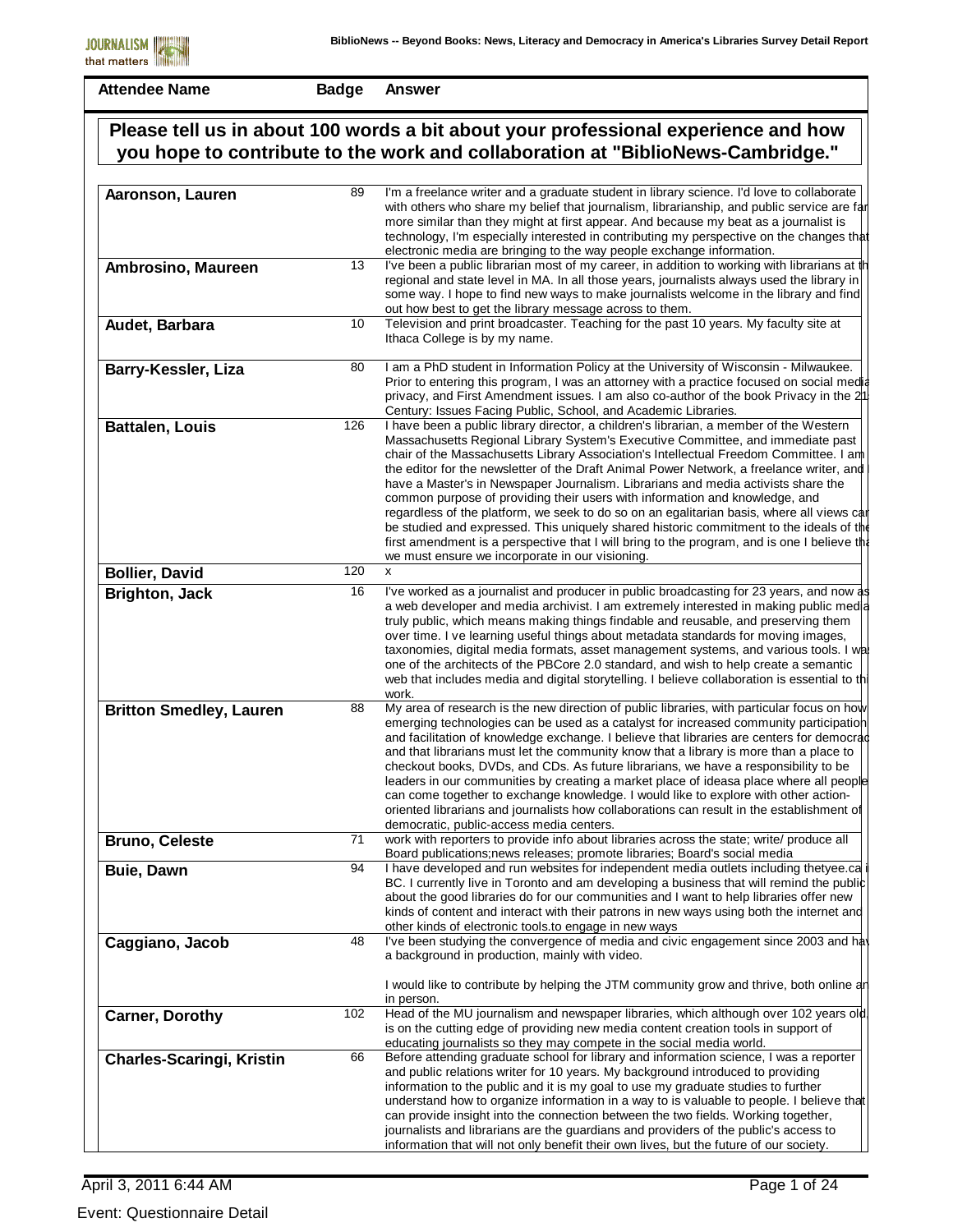| Attendee Name | Badge | Answer |
|---|---|---|

## Please tell us in about 100 words a bit about your professional experience and how you hope to contribute to the work and collaboration at "BiblioNews-Cambridge."

| Attendee Name | Badge | Answer |
|---|---|---|
| **Aaronson, Lauren** | 89 | I'm a freelance writer and a graduate student in library science. I'd love to collaborate with others who share my belief that journalism, librarianship, and public service are far more similar than they might at first appear. And because my beat as a journalist is technology, I'm especially interested in contributing my perspective on the changes that electronic media are bringing to the way people exchange information. |
| **Ambrosino, Maureen** | 13 | I've been a public librarian most of my career, in addition to working with librarians at th regional and state level in MA. In all those years, journalists always used the library in some way. I hope to find new ways to make journalists welcome in the library and find out how best to get the library message across to them. |
| **Audet, Barbara** | 10 | Television and print broadcaster. Teaching for the past 10 years. My faculty site at Ithaca College is by my name. |
| **Barry-Kessler, Liza** | 80 | I am a PhD student in Information Policy at the University of Wisconsin - Milwaukee. Prior to entering this program, I was an attorney with a practice focused on social media privacy, and First Amendment issues. I am also co-author of the book Privacy in the 21 Century: Issues Facing Public, School, and Academic Libraries. |
| **Battalen, Louis** | 126 | I have been a public library director, a children's librarian, a member of the Western Massachusetts Regional Library System's Executive Committee, and immediate past chair of the Massachusetts Library Association's Intellectual Freedom Committee. I am the editor for the newsletter of the Draft Animal Power Network, a freelance writer, and I have a Master's in Newspaper Journalism. Librarians and media activists share the common purpose of providing their users with information and knowledge, and regardless of the platform, we seek to do so on an egalitarian basis, where all views can be studied and expressed. This uniquely shared historic commitment to the ideals of the first amendment is a perspective that I will bring to the program, and is one I believe tha we must ensure we incorporate in our visioning. |
| **Bollier, David** | 120 | x |
| **Brighton, Jack** | 16 | I've worked as a journalist and producer in public broadcasting for 23 years, and now as a web developer and media archivist. I am extremely interested in making public media truly public, which means making things findable and reusable, and preserving them over time. I ve learning useful things about metadata standards for moving images, taxonomies, digital media formats, asset management systems, and various tools. I wa one of the architects of the PBCore 2.0 standard, and wish to help create a semantic web that includes media and digital storytelling. I believe collaboration is essential to th work. |
| **Britton Smedley, Lauren** | 88 | My area of research is the new direction of public libraries, with particular focus on how emerging technologies can be used as a catalyst for increased community participation and facilitation of knowledge exchange. I believe that libraries are centers for democrac and that librarians must let the community know that a library is more than a place to checkout books, DVDs, and CDs. As future librarians, we have a responsibility to be leaders in our communities by creating a market place of ideasa place where all people can come together to exchange knowledge. I would like to explore with other action-oriented librarians and journalists how collaborations can result in the establishment of democratic, public-access media centers. |
| **Bruno, Celeste** | 71 | work with reporters to provide info about libraries across the state; write/ produce all Board publications;news releases; promote libraries; Board's social media |
| **Buie, Dawn** | 94 | I have developed and run websites for independent media outlets including thetyee.ca i BC. I currently live in Toronto and am developing a business that will remind the public about the good libraries do for our communities and I want to help libraries offer new kinds of content and interact with their patrons in new ways using both the internet and other kinds of electronic tools.to engage in new ways |
| **Caggiano, Jacob** | 48 | I've been studying the convergence of media and civic engagement since 2003 and hav a background in production, mainly with video.<br><br>I would like to contribute by helping the JTM community grow and thrive, both online an in person. |
| **Carner, Dorothy** | 102 | Head of the MU journalism and newspaper libraries, which although over 102 years old, is on the cutting edge of providing new media content creation tools in support of educating journalists so they may compete in the social media world. |
| **Charles-Scaringi, Kristin** | 66 | Before attending graduate school for library and information science, I was a reporter and public relations writer for 10 years. My background introduced to providing information to the public and it is my goal to use my graduate studies to further understand how to organize information in a way to is valuable to people. I believe that can provide insight into the connection between the two fields. Working together, journalists and librarians are the guardians and providers of the public's access to information that will not only benefit their own lives, but the future of our society. |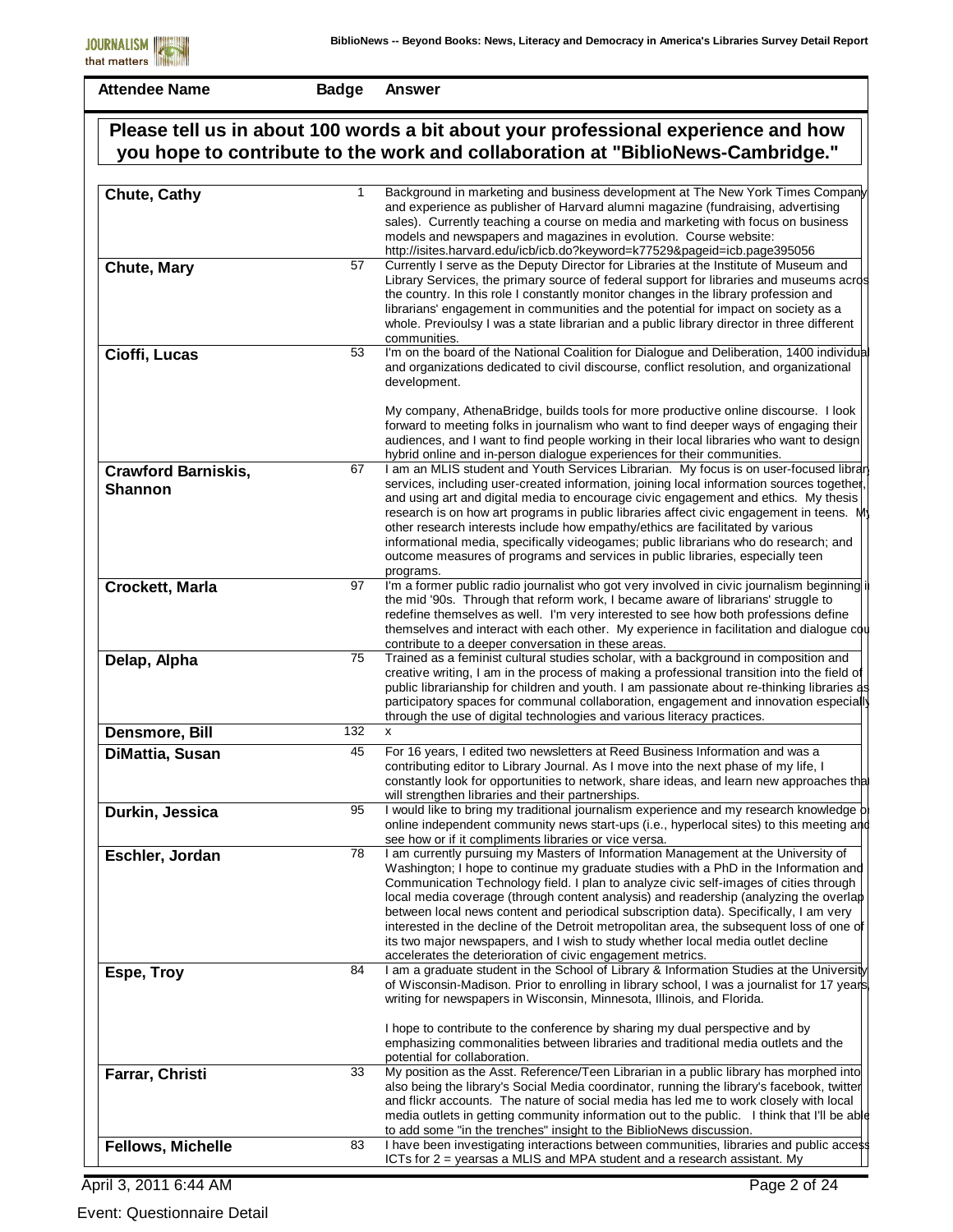| Attendee Name | Badge | Answer |
|---|---|---|

## Please tell us in about 100 words a bit about your professional experience and how you hope to contribute to the work and collaboration at "BiblioNews-Cambridge."

| Attendee Name | Badge | Answer |
|---|---|---|
| **Chute, Cathy** | 1 | Background in marketing and business development at The New York Times Company and experience as publisher of Harvard alumni magazine (fundraising, advertising sales). Currently teaching a course on media and marketing with focus on business models and newspapers and magazines in evolution. Course website: http://isites.harvard.edu/icb/icb.do?keyword=k77529&pageid=icb.page395056 |
| **Chute, Mary** | 57 | Currently I serve as the Deputy Director for Libraries at the Institute of Museum and Library Services, the primary source of federal support for libraries and museums across the country. In this role I constantly monitor changes in the library profession and librarians' engagement in communities and the potential for impact on society as a whole. Previoulsy I was a state librarian and a public library director in three different communities. |
| **Cioffi, Lucas** | 53 | I'm on the board of the National Coalition for Dialogue and Deliberation, 1400 individual and organizations dedicated to civil discourse, conflict resolution, and organizational development.<br><br>My company, AthenaBridge, builds tools for more productive online discourse. I look forward to meeting folks in journalism who want to find deeper ways of engaging their audiences, and I want to find people working in their local libraries who want to design hybrid online and in-person dialogue experiences for their communities. |
| **Crawford Barniskis, Shannon** | 67 | I am an MLIS student and Youth Services Librarian. My focus is on user-focused library services, including user-created information, joining local information sources together, and using art and digital media to encourage civic engagement and ethics. My thesis research is on how art programs in public libraries affect civic engagement in teens. My other research interests include how empathy/ethics are facilitated by various informational media, specifically videogames; public librarians who do research; and outcome measures of programs and services in public libraries, especially teen programs. |
| **Crockett, Marla** | 97 | I'm a former public radio journalist who got very involved in civic journalism beginning in the mid '90s. Through that reform work, I became aware of librarians' struggle to redefine themselves as well. I'm very interested to see how both professions define themselves and interact with each other. My experience in facilitation and dialogue could contribute to a deeper conversation in these areas. |
| **Delap, Alpha** | 75 | Trained as a feminist cultural studies scholar, with a background in composition and creative writing, I am in the process of making a professional transition into the field of public librarianship for children and youth. I am passionate about re-thinking libraries as participatory spaces for communal collaboration, engagement and innovation especially through the use of digital technologies and various literacy practices. |
| **Densmore, Bill** | 132 | x |
| **DiMattia, Susan** | 45 | For 16 years, I edited two newsletters at Reed Business Information and was a contributing editor to Library Journal. As I move into the next phase of my life, I constantly look for opportunities to network, share ideas, and learn new approaches that will strengthen libraries and their partnerships. |
| **Durkin, Jessica** | 95 | I would like to bring my traditional journalism experience and my research knowledge of online independent community news start-ups (i.e., hyperlocal sites) to this meeting and see how or if it compliments libraries or vice versa. |
| **Eschler, Jordan** | 78 | I am currently pursuing my Masters of Information Management at the University of Washington; I hope to continue my graduate studies with a PhD in the Information and Communication Technology field. I plan to analyze civic self-images of cities through local media coverage (through content analysis) and readership (analyzing the overlap between local news content and periodical subscription data). Specifically, I am very interested in the decline of the Detroit metropolitan area, the subsequent loss of one of its two major newspapers, and I wish to study whether local media outlet decline accelerates the deterioration of civic engagement metrics. |
| **Espe, Troy** | 84 | I am a graduate student in the School of Library & Information Studies at the University of Wisconsin-Madison. Prior to enrolling in library school, I was a journalist for 17 years, writing for newspapers in Wisconsin, Minnesota, Illinois, and Florida.<br><br>I hope to contribute to the conference by sharing my dual perspective and by emphasizing commonalities between libraries and traditional media outlets and the potential for collaboration. |
| **Farrar, Christi** | 33 | My position as the Asst. Reference/Teen Librarian in a public library has morphed into also being the library's Social Media coordinator, running the library's facebook, twitter and flickr accounts. The nature of social media has led me to work closely with local media outlets in getting community information out to the public. I think that I'll be able to add some "in the trenches" insight to the BiblioNews discussion. |
| **Fellows, Michelle** | 83 | I have been investigating interactions between communities, libraries and public access ICTs for 2 = yearsas a MLIS and MPA student and a research assistant. My |

Event: Questionnaire Detail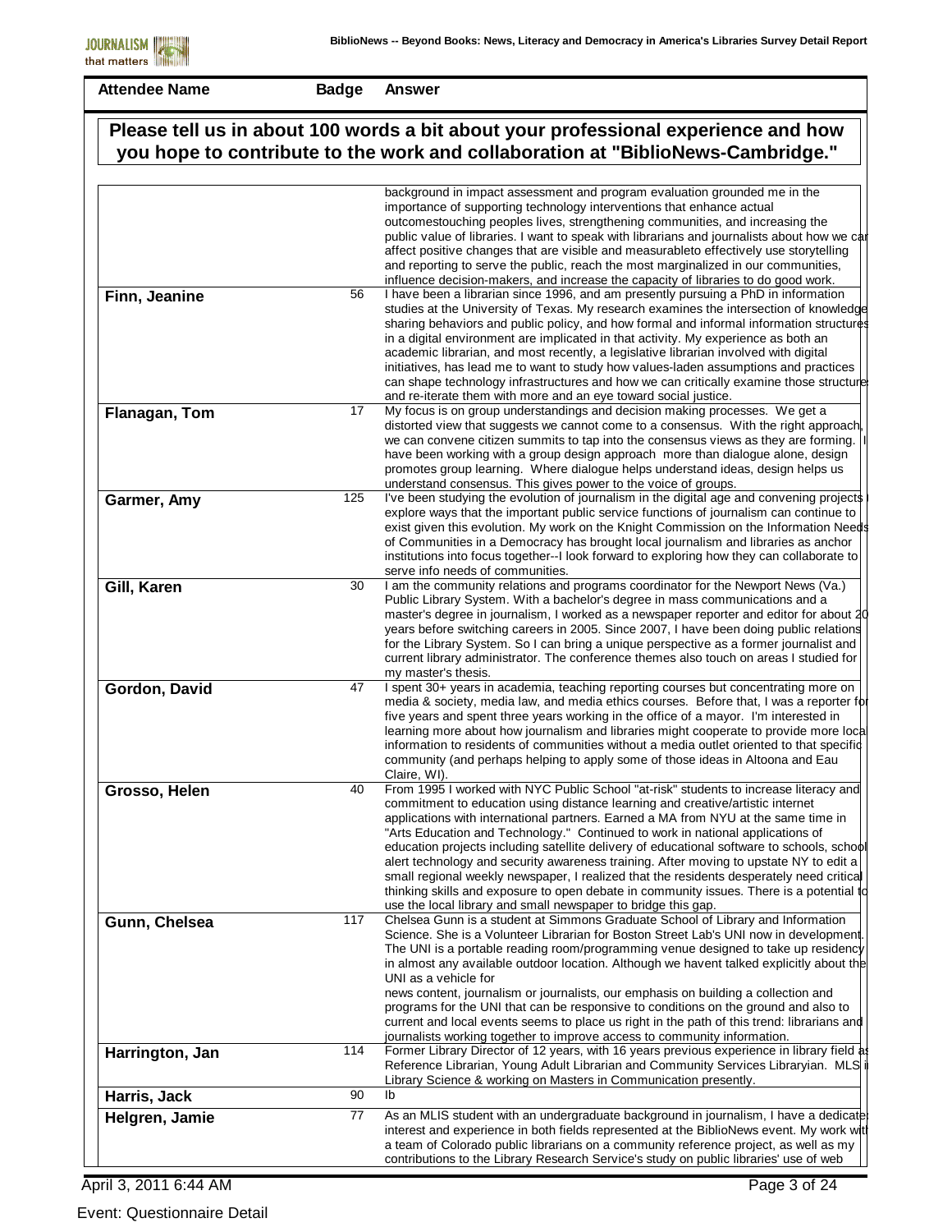| Attendee Name | Badge | Answer |
|---|---|---|

## Please tell us in about 100 words a bit about your professional experience and how you hope to contribute to the work and collaboration at "BiblioNews-Cambridge."

| Attendee Name | Badge | Answer |
|---|---|---|
| | | background in impact assessment and program evaluation grounded me in the importance of supporting technology interventions that enhance actual outcomestouching peoples lives, strengthening communities, and increasing the public value of libraries. I want to speak with librarians and journalists about how we can affect positive changes that are visible and measurableto effectively use storytelling and reporting to serve the public, reach the most marginalized in our communities, influence decision-makers, and increase the capacity of libraries to do good work. |
| Finn, Jeanine | 56 | I have been a librarian since 1996, and am presently pursuing a PhD in information studies at the University of Texas. My research examines the intersection of knowledge sharing behaviors and public policy, and how formal and informal information structures in a digital environment are implicated in that activity. My experience as both an academic librarian, and most recently, a legislative librarian involved with digital initiatives, has lead me to want to study how values-laden assumptions and practices can shape technology infrastructures and how we can critically examine those structures and re-iterate them with more and an eye toward social justice. |
| Flanagan, Tom | 17 | My focus is on group understandings and decision making processes. We get a distorted view that suggests we cannot come to a consensus. With the right approach, we can convene citizen summits to tap into the consensus views as they are forming. I have been working with a group design approach more than dialogue alone, design promotes group learning. Where dialogue helps understand ideas, design helps us understand consensus. This gives power to the voice of groups. |
| Garmer, Amy | 125 | I've been studying the evolution of journalism in the digital age and convening projects explore ways that the important public service functions of journalism can continue to exist given this evolution. My work on the Knight Commission on the Information Needs of Communities in a Democracy has brought local journalism and libraries as anchor institutions into focus together--I look forward to exploring how they can collaborate to serve info needs of communities. |
| Gill, Karen | 30 | I am the community relations and programs coordinator for the Newport News (Va.) Public Library System. With a bachelor's degree in mass communications and a master's degree in journalism, I worked as a newspaper reporter and editor for about 20 years before switching careers in 2005. Since 2007, I have been doing public relations for the Library System. So I can bring a unique perspective as a former journalist and current library administrator. The conference themes also touch on areas I studied for my master's thesis. |
| Gordon, David | 47 | I spent 30+ years in academia, teaching reporting courses but concentrating more on media & society, media law, and media ethics courses. Before that, I was a reporter for five years and spent three years working in the office of a mayor. I'm interested in learning more about how journalism and libraries might cooperate to provide more local information to residents of communities without a media outlet oriented to that specific community (and perhaps helping to apply some of those ideas in Altoona and Eau Claire, WI). |
| Grosso, Helen | 40 | From 1995 I worked with NYC Public School "at-risk" students to increase literacy and commitment to education using distance learning and creative/artistic internet applications with international partners. Earned a MA from NYU at the same time in "Arts Education and Technology." Continued to work in national applications of education projects including satellite delivery of educational software to schools, school alert technology and security awareness training. After moving to upstate NY to edit a small regional weekly newspaper, I realized that the residents desperately need critical thinking skills and exposure to open debate in community issues. There is a potential to use the local library and small newspaper to bridge this gap. |
| Gunn, Chelsea | 117 | Chelsea Gunn is a student at Simmons Graduate School of Library and Information Science. She is a Volunteer Librarian for Boston Street Lab's UNI now in development. The UNI is a portable reading room/programming venue designed to take up residency in almost any available outdoor location. Although we havent talked explicitly about the UNI as a vehicle for news content, journalism or journalists, our emphasis on building a collection and programs for the UNI that can be responsive to conditions on the ground and also to current and local events seems to place us right in the path of this trend: librarians and journalists working together to improve access to community information. |
| Harrington, Jan | 114 | Former Library Director of 12 years, with 16 years previous experience in library field as Reference Librarian, Young Adult Librarian and Community Services Libraryian. MLS in Library Science & working on Masters in Communication presently. |
| Harris, Jack | 90 | lb |
| Helgren, Jamie | 77 | As an MLIS student with an undergraduate background in journalism, I have a dedicated interest and experience in both fields represented at the BiblioNews event. My work with a team of Colorado public librarians on a community reference project, as well as my contributions to the Library Research Service's study on public libraries' use of web |

Event: Questionnaire Detail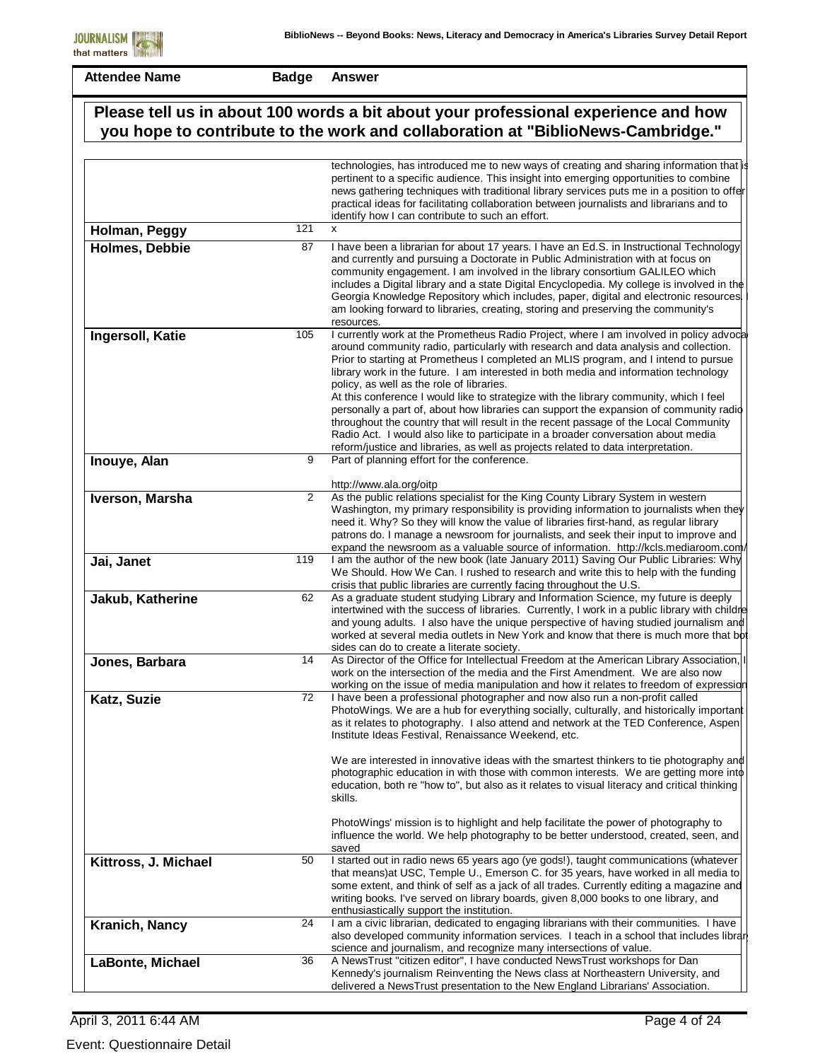| Attendee Name | Badge | Answer |
|---|---|---|

## Please tell us in about 100 words a bit about your professional experience and how you hope to contribute to the work and collaboration at "BiblioNews-Cambridge."

| Attendee Name | Badge | Answer |
|---|---|---|
| | | technologies, has introduced me to new ways of creating and sharing information that is pertinent to a specific audience. This insight into emerging opportunities to combine news gathering techniques with traditional library services puts me in a position to offer practical ideas for facilitating collaboration between journalists and librarians and to identify how I can contribute to such an effort. |
| **Holman, Peggy** | 121 | x |
| **Holmes, Debbie** | 87 | I have been a librarian for about 17 years. I have an Ed.S. in Instructional Technology and currently and pursuing a Doctorate in Public Administration with at focus on community engagement. I am involved in the library consortium GALILEO which includes a Digital library and a state Digital Encyclopedia. My college is involved in the Georgia Knowledge Repository which includes, paper, digital and electronic resources. I am looking forward to libraries, creating, storing and preserving the community's resources. |
| **Ingersoll, Katie** | 105 | I currently work at the Prometheus Radio Project, where I am involved in policy advocacy around community radio, particularly with research and data analysis and collection. Prior to starting at Prometheus I completed an MLIS program, and I intend to pursue library work in the future. I am interested in both media and information technology policy, as well as the role of libraries.<br>At this conference I would like to strategize with the library community, which I feel personally a part of, about how libraries can support the expansion of community radio throughout the country that will result in the recent passage of the Local Community Radio Act. I would also like to participate in a broader conversation about media reform/justice and libraries, as well as projects related to data interpretation. |
| **Inouye, Alan** | 9 | Part of planning effort for the conference.<br><br>http://www.ala.org/oitp |
| **Iverson, Marsha** | 2 | As the public relations specialist for the King County Library System in western Washington, my primary responsibility is providing information to journalists when they need it. Why? So they will know the value of libraries first-hand, as regular library patrons do. I manage a newsroom for journalists, and seek their input to improve and expand the newsroom as a valuable source of information. http://kcls.mediaroom.com/ |
| **Jai, Janet** | 119 | I am the author of the new book (late January 2011) Saving Our Public Libraries: Why We Should. How We Can. I rushed to research and write this to help with the funding crisis that public libraries are currently facing throughout the U.S. |
| **Jakub, Katherine** | 62 | As a graduate student studying Library and Information Science, my future is deeply intertwined with the success of libraries. Currently, I work in a public library with children and young adults. I also have the unique perspective of having studied journalism and worked at several media outlets in New York and know that there is much more that both sides can do to create a literate society. |
| **Jones, Barbara** | 14 | As Director of the Office for Intellectual Freedom at the American Library Association, I work on the intersection of the media and the First Amendment. We are also now working on the issue of media manipulation and how it relates to freedom of expression |
| **Katz, Suzie** | 72 | I have been a professional photographer and now also run a non-profit called PhotoWings. We are a hub for everything socially, culturally, and historically important as it relates to photography. I also attend and network at the TED Conference, Aspen Institute Ideas Festival, Renaissance Weekend, etc.<br><br>We are interested in innovative ideas with the smartest thinkers to tie photography and photographic education in with those with common interests. We are getting more into education, both re "how to", but also as it relates to visual literacy and critical thinking skills.<br><br>PhotoWings' mission is to highlight and help facilitate the power of photography to influence the world. We help photography to be better understood, created, seen, and saved |
| **Kittross, J. Michael** | 50 | I started out in radio news 65 years ago (ye gods!), taught communications (whatever that means)at USC, Temple U., Emerson C. for 35 years, have worked in all media to some extent, and think of self as a jack of all trades. Currently editing a magazine and writing books. I've served on library boards, given 8,000 books to one library, and enthusiastically support the institution. |
| **Kranich, Nancy** | 24 | I am a civic librarian, dedicated to engaging librarians with their communities. I have also developed community information services. I teach in a school that includes library science and journalism, and recognize many intersections of value. |
| **LaBonte, Michael** | 36 | A NewsTrust "citizen editor", I have conducted NewsTrust workshops for Dan Kennedy's journalism Reinventing the News class at Northeastern University, and delivered a NewsTrust presentation to the New England Librarians' Association. |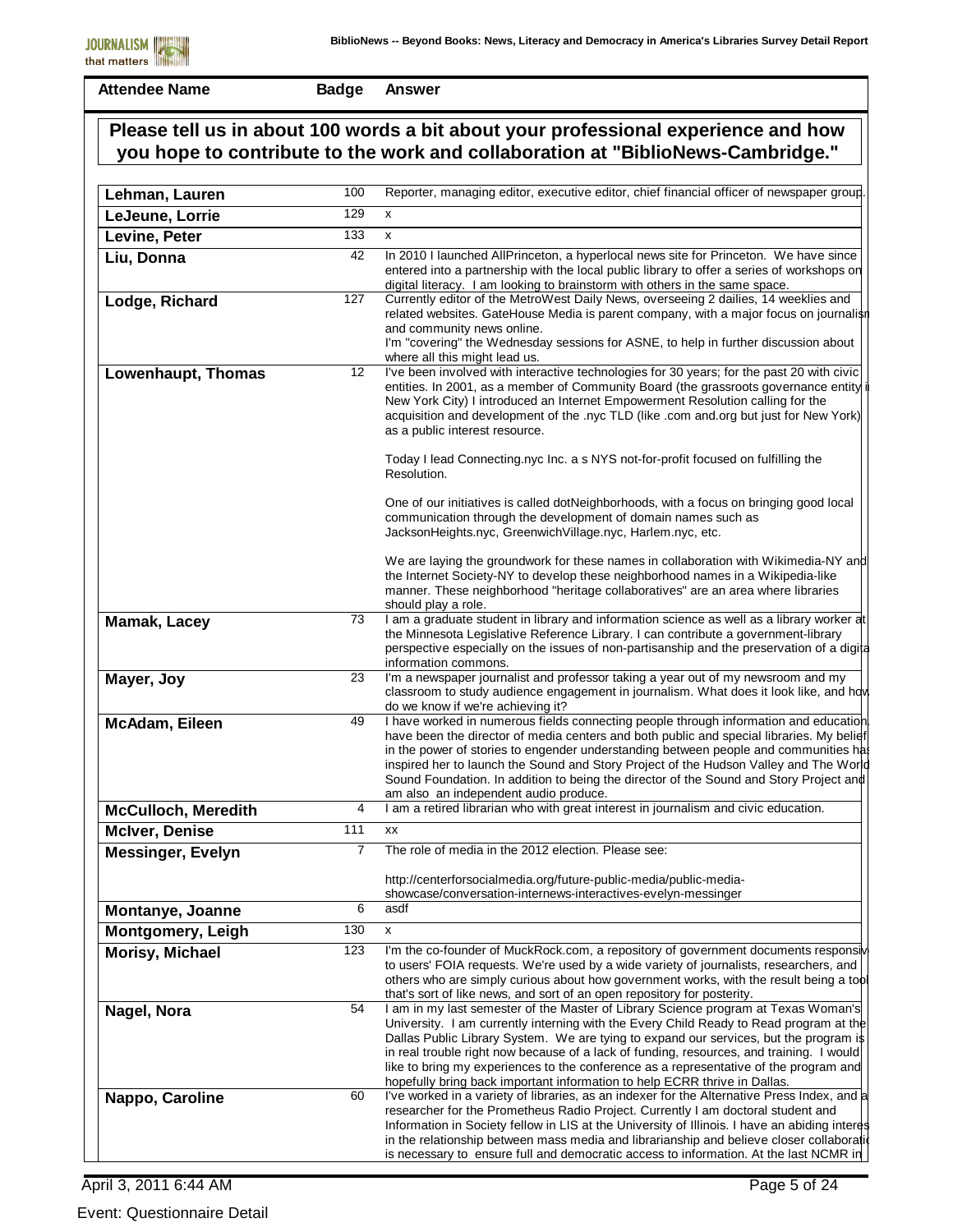| Attendee Name | Badge | Answer |
|---|---|---|

## Please tell us in about 100 words a bit about your professional experience and how you hope to contribute to the work and collaboration at "BiblioNews-Cambridge."

| Attendee Name | Badge | Answer |
|---|---|---|
| **Lehman, Lauren** | 100 | Reporter, managing editor, executive editor, chief financial officer of newspaper group. |
| **LeJeune, Lorrie** | 129 | x |
| **Levine, Peter** | 133 | x |
| **Liu, Donna** | 42 | In 2010 I launched AllPrinceton, a hyperlocal news site for Princeton. We have since entered into a partnership with the local public library to offer a series of workshops on digital literacy. I am looking to brainstorm with others in the same space. |
| **Lodge, Richard** | 127 | Currently editor of the MetroWest Daily News, overseeing 2 dailies, 14 weeklies and related websites. GateHouse Media is parent company, with a major focus on journalism and community news online.<br>I'm "covering" the Wednesday sessions for ASNE, to help in further discussion about where all this might lead us. |
| **Lowenhaupt, Thomas** | 12 | I've been involved with interactive technologies for 30 years; for the past 20 with civic entities. In 2001, as a member of Community Board (the grassroots governance entity in New York City) I introduced an Internet Empowerment Resolution calling for the acquisition and development of the .nyc TLD (like .com and.org but just for New York) as a public interest resource.<br><br>Today I lead Connecting.nyc Inc. a s NYS not-for-profit focused on fulfilling the Resolution.<br><br>One of our initiatives is called dotNeighborhoods, with a focus on bringing good local communication through the development of domain names such as JacksonHeights.nyc, GreenwichVillage.nyc, Harlem.nyc, etc.<br><br>We are laying the groundwork for these names in collaboration with Wikimedia-NY and the Internet Society-NY to develop these neighborhood names in a Wikipedia-like manner. These neighborhood "heritage collaboratives" are an area where libraries should play a role. |
| **Mamak, Lacey** | 73 | I am a graduate student in library and information science as well as a library worker at the Minnesota Legislative Reference Library. I can contribute a government-library perspective especially on the issues of non-partisanship and the preservation of a digital information commons. |
| **Mayer, Joy** | 23 | I'm a newspaper journalist and professor taking a year out of my newsroom and my classroom to study audience engagement in journalism. What does it look like, and how do we know if we're achieving it? |
| **McAdam, Eileen** | 49 | I have worked in numerous fields connecting people through information and education, have been the director of media centers and both public and special libraries. My belief in the power of stories to engender understanding between people and communities has inspired her to launch the Sound and Story Project of the Hudson Valley and The World Sound Foundation. In addition to being the director of the Sound and Story Project and am also an independent audio produce. |
| **McCulloch, Meredith** | 4 | I am a retired librarian who with great interest in journalism and civic education. |
| **McIver, Denise** | 111 | xx |
| **Messinger, Evelyn** | 7 | The role of media in the 2012 election. Please see:<br><br>http://centerforsocialmedia.org/future-public-media/public-media-showcase/conversation-internews-interactives-evelyn-messinger |
| **Montanye, Joanne** | 6 | asdf |
| **Montgomery, Leigh** | 130 | x |
| **Morisy, Michael** | 123 | I'm the co-founder of MuckRock.com, a repository of government documents responsive to users' FOIA requests. We're used by a wide variety of journalists, researchers, and others who are simply curious about how government works, with the result being a tool that's sort of like news, and sort of an open repository for posterity. |
| **Nagel, Nora** | 54 | I am in my last semester of the Master of Library Science program at Texas Woman's University. I am currently interning with the Every Child Ready to Read program at the Dallas Public Library System. We are tying to expand our services, but the program is in real trouble right now because of a lack of funding, resources, and training. I would like to bring my experiences to the conference as a representative of the program and hopefully bring back important information to help ECRR thrive in Dallas. |
| **Nappo, Caroline** | 60 | I've worked in a variety of libraries, as an indexer for the Alternative Press Index, and a researcher for the Prometheus Radio Project. Currently I am doctoral student and Information in Society fellow in LIS at the University of Illinois. I have an abiding interest in the relationship between mass media and librarianship and believe closer collaboration is necessary to ensure full and democratic access to information. At the last NCMR in |

Event: Questionnaire Detail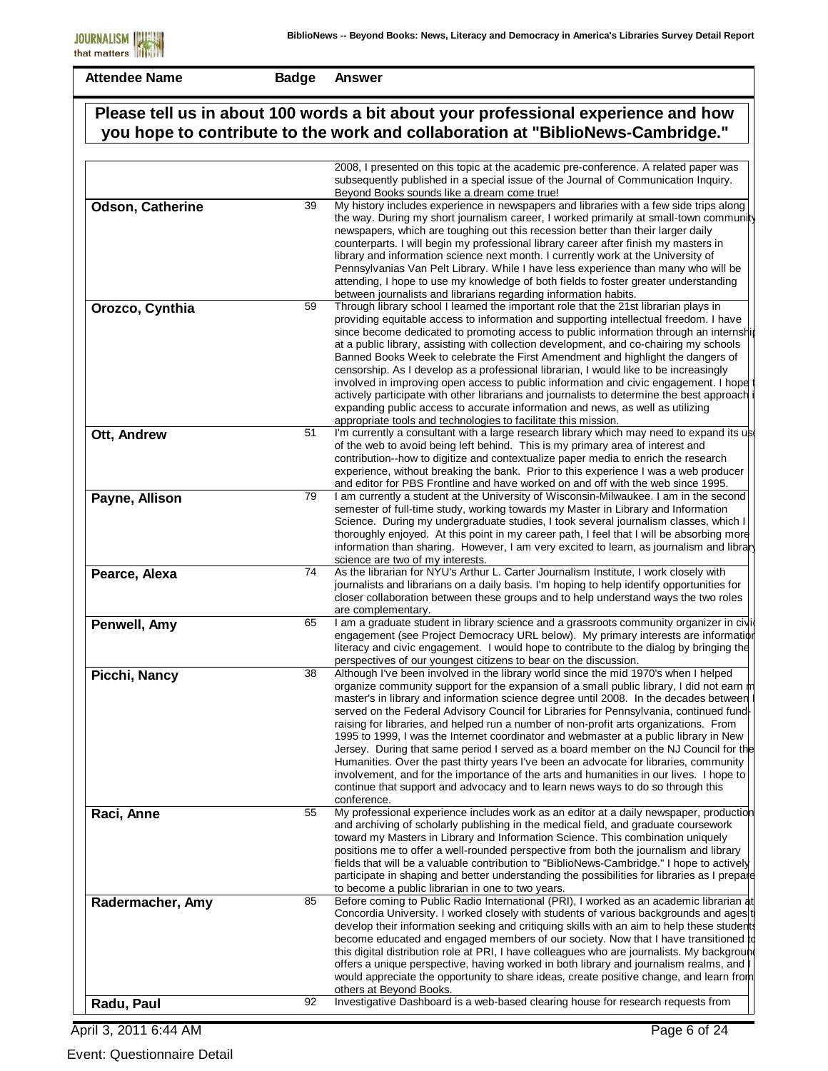| Attendee Name | Badge | Answer |
|---|---|---|

## Please tell us in about 100 words a bit about your professional experience and how you hope to contribute to the work and collaboration at "BiblioNews-Cambridge."

| Attendee Name | Badge | Answer |
|---|---|---|
| | | 2008, I presented on this topic at the academic pre-conference. A related paper was subsequently published in a special issue of the Journal of Communication Inquiry. Beyond Books sounds like a dream come true! |
| **Odson, Catherine** | 39 | My history includes experience in newspapers and libraries with a few side trips along the way. During my short journalism career, I worked primarily at small-town community newspapers, which are toughing out this recession better than their larger daily counterparts. I will begin my professional library career after finish my masters in library and information science next month. I currently work at the University of Pennsylvanias Van Pelt Library. While I have less experience than many who will be attending, I hope to use my knowledge of both fields to foster greater understanding between journalists and librarians regarding information habits. |
| **Orozco, Cynthia** | 59 | Through library school I learned the important role that the 21st librarian plays in providing equitable access to information and supporting intellectual freedom. I have since become dedicated to promoting access to public information through an internship at a public library, assisting with collection development, and co-chairing my schools Banned Books Week to celebrate the First Amendment and highlight the dangers of censorship. As I develop as a professional librarian, I would like to be increasingly involved in improving open access to public information and civic engagement. I hope t actively participate with other librarians and journalists to determine the best approach i expanding public access to accurate information and news, as well as utilizing appropriate tools and technologies to facilitate this mission. |
| **Ott, Andrew** | 51 | I'm currently a consultant with a large research library which may need to expand its us of the web to avoid being left behind. This is my primary area of interest and contribution--how to digitize and contextualize paper media to enrich the research experience, without breaking the bank. Prior to this experience I was a web producer and editor for PBS Frontline and have worked on and off with the web since 1995. |
| **Payne, Allison** | 79 | I am currently a student at the University of Wisconsin-Milwaukee. I am in the second semester of full-time study, working towards my Master in Library and Information Science. During my undergraduate studies, I took several journalism classes, which I thoroughly enjoyed. At this point in my career path, I feel that I will be absorbing more information than sharing. However, I am very excited to learn, as journalism and library science are two of my interests. |
| **Pearce, Alexa** | 74 | As the librarian for NYU's Arthur L. Carter Journalism Institute, I work closely with journalists and librarians on a daily basis. I'm hoping to help identify opportunities for closer collaboration between these groups and to help understand ways the two roles are complementary. |
| **Penwell, Amy** | 65 | I am a graduate student in library science and a grassroots community organizer in civic engagement (see Project Democracy URL below). My primary interests are information literacy and civic engagement. I would hope to contribute to the dialog by bringing the perspectives of our youngest citizens to bear on the discussion. |
| **Picchi, Nancy** | 38 | Although I've been involved in the library world since the mid 1970's when I helped organize community support for the expansion of a small public library, I did not earn m master's in library and information science degree until 2008. In the decades between I served on the Federal Advisory Council for Libraries for Pennsylvania, continued fund-raising for libraries, and helped run a number of non-profit arts organizations. From 1995 to 1999, I was the Internet coordinator and webmaster at a public library in New Jersey. During that same period I served as a board member on the NJ Council for the Humanities. Over the past thirty years I've been an advocate for libraries, community involvement, and for the importance of the arts and humanities in our lives. I hope to continue that support and advocacy and to learn news ways to do so through this conference. |
| **Raci, Anne** | 55 | My professional experience includes work as an editor at a daily newspaper, production and archiving of scholarly publishing in the medical field, and graduate coursework toward my Masters in Library and Information Science. This combination uniquely positions me to offer a well-rounded perspective from both the journalism and library fields that will be a valuable contribution to "BiblioNews-Cambridge." I hope to actively participate in shaping and better understanding the possibilities for libraries as I prepare to become a public librarian in one to two years. |
| **Radermacher, Amy** | 85 | Before coming to Public Radio International (PRI), I worked as an academic librarian at Concordia University. I worked closely with students of various backgrounds and ages t develop their information seeking and critiquing skills with an aim to help these students become educated and engaged members of our society. Now that I have transitioned to this digital distribution role at PRI, I have colleagues who are journalists. My background offers a unique perspective, having worked in both library and journalism realms, and I would appreciate the opportunity to share ideas, create positive change, and learn from others at Beyond Books. |
| **Radu, Paul** | 92 | Investigative Dashboard is a web-based clearing house for research requests from |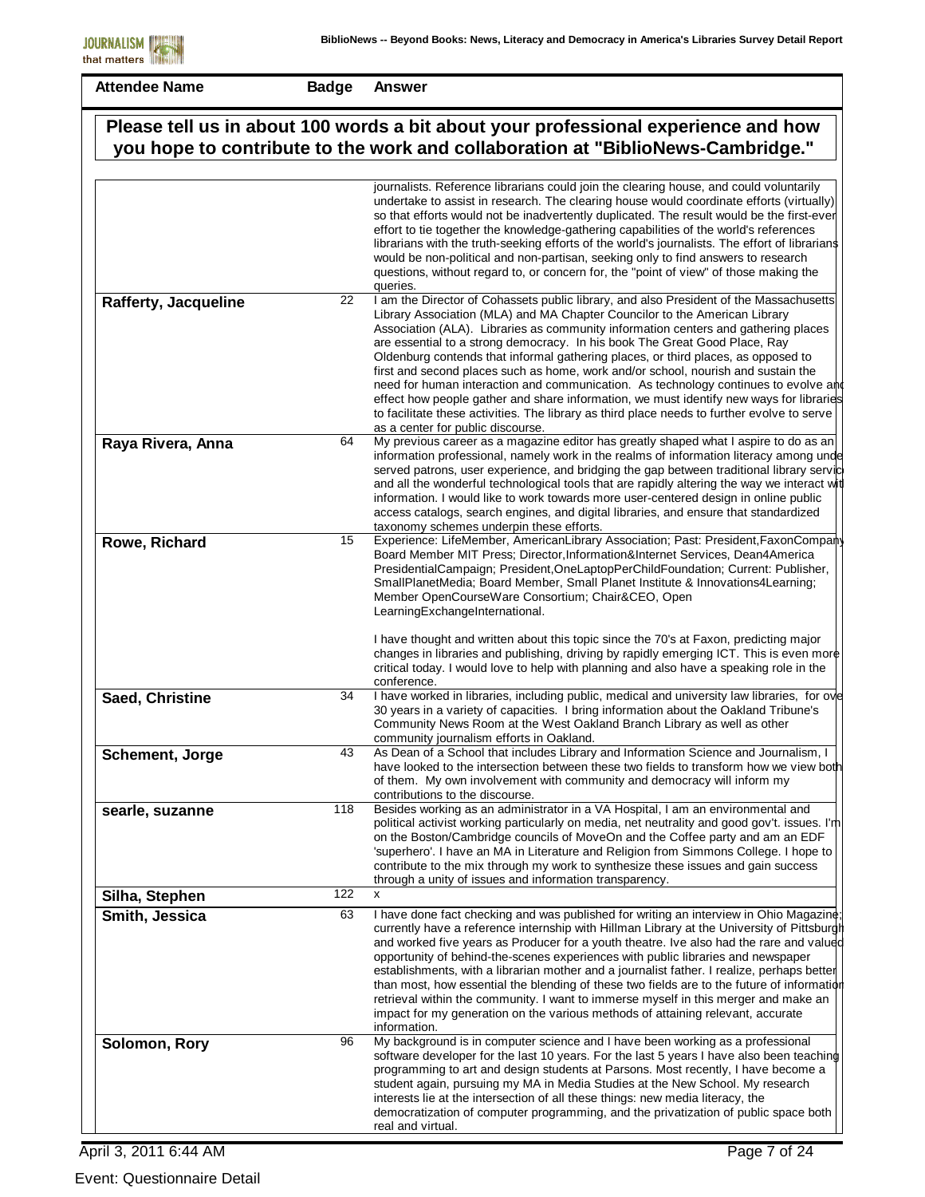| Attendee Name | Badge | Answer |
|---|---|---|

## Please tell us in about 100 words a bit about your professional experience and how you hope to contribute to the work and collaboration at "BiblioNews-Cambridge."

| Attendee Name | Badge | Answer |
|---|---|---|
| | | journalists. Reference librarians could join the clearing house, and could voluntarily undertake to assist in research. The clearing house would coordinate efforts (virtually) so that efforts would not be inadvertently duplicated. The result would be the first-ever effort to tie together the knowledge-gathering capabilities of the world's references librarians with the truth-seeking efforts of the world's journalists. The effort of librarians would be non-political and non-partisan, seeking only to find answers to research questions, without regard to, or concern for, the "point of view" of those making the queries. |
| **Rafferty, Jacqueline** | 22 | I am the Director of Cohassets public library, and also President of the Massachusetts Library Association (MLA) and MA Chapter Councilor to the American Library Association (ALA). Libraries as community information centers and gathering places are essential to a strong democracy. In his book The Great Good Place, Ray Oldenburg contends that informal gathering places, or third places, as opposed to first and second places such as home, work and/or school, nourish and sustain the need for human interaction and communication. As technology continues to evolve and effect how people gather and share information, we must identify new ways for libraries to facilitate these activities. The library as third place needs to further evolve to serve as a center for public discourse. |
| **Raya Rivera, Anna** | 64 | My previous career as a magazine editor has greatly shaped what I aspire to do as an information professional, namely work in the realms of information literacy among unde served patrons, user experience, and bridging the gap between traditional library servic and all the wonderful technological tools that are rapidly altering the way we interact wit information. I would like to work towards more user-centered design in online public access catalogs, search engines, and digital libraries, and ensure that standardized taxonomy schemes underpin these efforts. |
| **Rowe, Richard** | 15 | Experience: LifeMember, AmericanLibrary Association; Past: President,FaxonCompany Board Member MIT Press; Director,Information&Internet Services, Dean4America PresidentialCampaign; President,OneLaptopPerChildFoundation; Current: Publisher, SmallPlanetMedia; Board Member, Small Planet Institute & Innovations4Learning; Member OpenCourseWare Consortium; Chair&CEO, Open LearningExchangeInternational.<br><br>I have thought and written about this topic since the 70's at Faxon, predicting major changes in libraries and publishing, driving by rapidly emerging ICT. This is even more critical today. I would love to help with planning and also have a speaking role in the conference. |
| **Saed, Christine** | 34 | I have worked in libraries, including public, medical and university law libraries, for ove 30 years in a variety of capacities. I bring information about the Oakland Tribune's Community News Room at the West Oakland Branch Library as well as other community journalism efforts in Oakland. |
| **Schement, Jorge** | 43 | As Dean of a School that includes Library and Information Science and Journalism, I have looked to the intersection between these two fields to transform how we view both of them. My own involvement with community and democracy will inform my contributions to the discourse. |
| **searle, suzanne** | 118 | Besides working as an administrator in a VA Hospital, I am an environmental and political activist working particularly on media, net neutrality and good gov't. issues. I'm on the Boston/Cambridge councils of MoveOn and the Coffee party and am an EDF 'superhero'. I have an MA in Literature and Religion from Simmons College. I hope to contribute to the mix through my work to synthesize these issues and gain success through a unity of issues and information transparency. |
| **Silha, Stephen** | 122 | x |
| **Smith, Jessica** | 63 | I have done fact checking and was published for writing an interview in Ohio Magazine; currently have a reference internship with Hillman Library at the University of Pittsburgh and worked five years as Producer for a youth theatre. Ive also had the rare and valued opportunity of behind-the-scenes experiences with public libraries and newspaper establishments, with a librarian mother and a journalist father. I realize, perhaps better than most, how essential the blending of these two fields are to the future of information retrieval within the community. I want to immerse myself in this merger and make an impact for my generation on the various methods of attaining relevant, accurate information. |
| **Solomon, Rory** | 96 | My background is in computer science and I have been working as a professional software developer for the last 10 years. For the last 5 years I have also been teaching programming to art and design students at Parsons. Most recently, I have become a student again, pursuing my MA in Media Studies at the New School. My research interests lie at the intersection of all these things: new media literacy, the democratization of computer programming, and the privatization of public space both real and virtual. |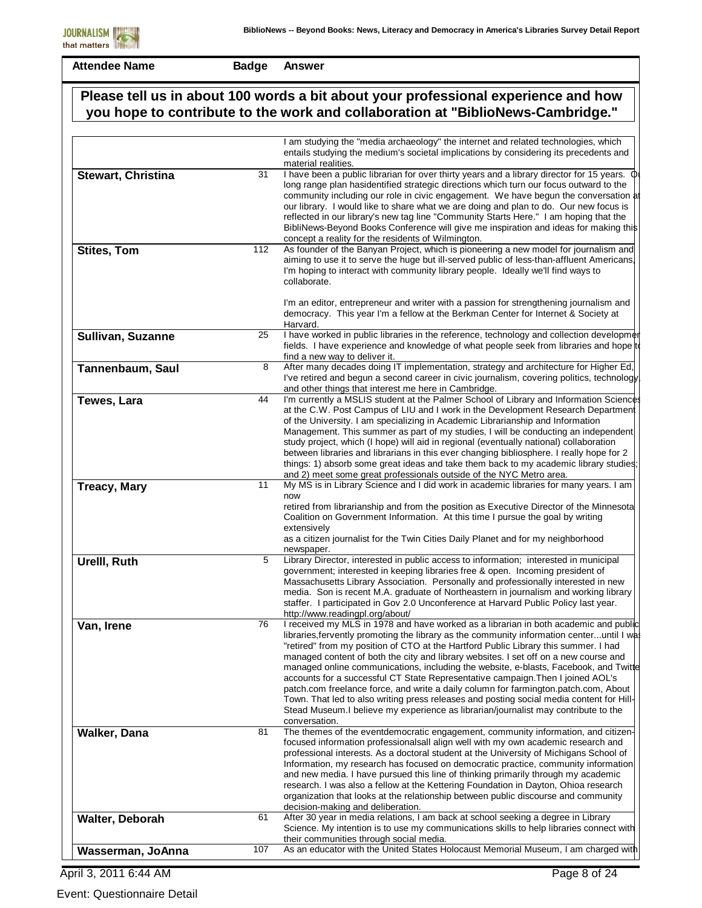| Attendee Name | Badge | Answer |
|---|---|---|

## Please tell us in about 100 words a bit about your professional experience and how you hope to contribute to the work and collaboration at "BiblioNews-Cambridge."

| Attendee Name | Badge | Answer |
|---|---|---|
| | | I am studying the "media archaeology" the internet and related technologies, which entails studying the medium's societal implications by considering its precedents and material realities. |
| **Stewart, Christina** | 31 | I have been a public librarian for over thirty years and a library director for 15 years. Ou long range plan hasidentified strategic directions which turn our focus outward to the community including our role in civic engagement. We have begun the conversation at our library. I would like to share what we are doing and plan to do. Our new focus is reflected in our library's new tag line "Community Starts Here." I am hoping that the BibliNews-Beyond Books Conference will give me inspiration and ideas for making this concept a reality for the residents of Wilmington. |
| **Stites, Tom** | 112 | As founder of the Banyan Project, which is pioneering a new model for journalism and aiming to use it to serve the huge but ill-served public of less-than-affluent Americans, I'm hoping to interact with community library people. Ideally we'll find ways to collaborate.<br><br>I'm an editor, entrepreneur and writer with a passion for strengthening journalism and democracy. This year I'm a fellow at the Berkman Center for Internet & Society at Harvard. |
| **Sullivan, Suzanne** | 25 | I have worked in public libraries in the reference, technology and collection developmer fields. I have experience and knowledge of what people seek from libraries and hope to find a new way to deliver it. |
| **Tannenbaum, Saul** | 8 | After many decades doing IT implementation, strategy and architecture for Higher Ed, I've retired and begun a second career in civic journalism, covering politics, technology, and other things that interest me here in Cambridge. |
| **Tewes, Lara** | 44 | I'm currently a MSLIS student at the Palmer School of Library and Information Sciences at the C.W. Post Campus of LIU and I work in the Development Research Department of the University. I am specializing in Academic Librarianship and Information Management. This summer as part of my studies, I will be conducting an independent study project, which (I hope) will aid in regional (eventually national) collaboration between libraries and librarians in this ever changing bibliosphere. I really hope for 2 things: 1) absorb some great ideas and take them back to my academic library studies; and 2) meet some great professionals outside of the NYC Metro area. |
| **Treacy, Mary** | 11 | My MS is in Library Science and I did work in academic libraries for many years. I am now<br>retired from librarianship and from the position as Executive Director of the Minnesota Coalition on Government Information. At this time I pursue the goal by writing extensively<br>as a citizen journalist for the Twin Cities Daily Planet and for my neighborhood newspaper. |
| **Urelll, Ruth** | 5 | Library Director, interested in public access to information; interested in municipal government; interested in keeping libraries free & open. Incoming president of Massachusetts Library Association. Personally and professionally interested in new media. Son is recent M.A. graduate of Northeastern in journalism and working library staffer. I participated in Gov 2.0 Unconference at Harvard Public Policy last year. http://www.readingpl.org/about/ |
| **Van, Irene** | 76 | I received my MLS in 1978 and have worked as a librarian in both academic and public libraries,fervently promoting the library as the community information center...until I was "retired" from my position of CTO at the Hartford Public Library this summer. I had managed content of both the city and library websites. I set off on a new course and managed online communications, including the website, e-blasts, Facebook, and Twitte accounts for a successful CT State Representative campaign.Then I joined AOL's patch.com freelance force, and write a daily column for farmington.patch.com, About Town. That led to also writing press releases and posting social media content for Hill-Stead Museum.I believe my experience as librarian/journalist may contribute to the conversation. |
| **Walker, Dana** | 81 | The themes of the eventdemocratic engagement, community information, and citizen-focused information professionalsall align well with my own academic research and professional interests. As a doctoral student at the University of Michigans School of Information, my research has focused on democratic practice, community information and new media. I have pursued this line of thinking primarily through my academic research. I was also a fellow at the Kettering Foundation in Dayton, Ohioa research organization that looks at the relationship between public discourse and community decision-making and deliberation. |
| **Walter, Deborah** | 61 | After 30 year in media relations, I am back at school seeking a degree in Library Science. My intention is to use my communications skills to help libraries connect with their communities through social media. |
| **Wasserman, JoAnna** | 107 | As an educator with the United States Holocaust Memorial Museum, I am charged with |

April 3, 2011 6:44 AM

Event: Questionnaire Detail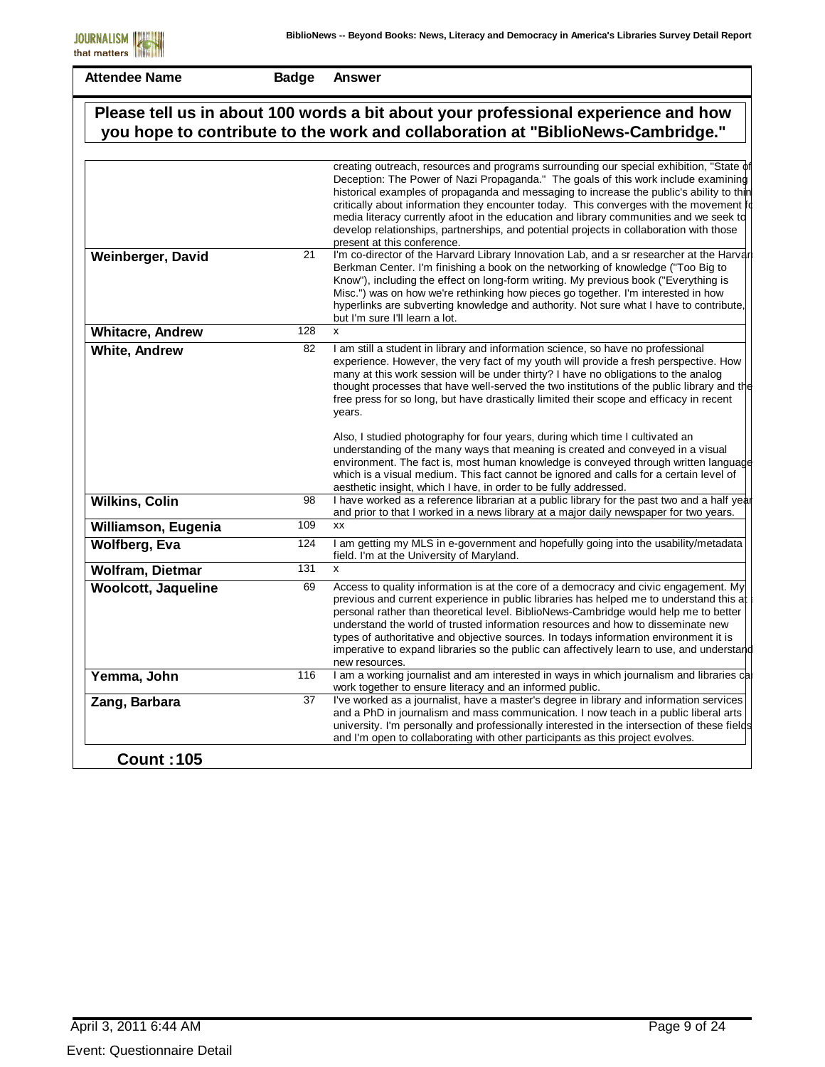| Attendee Name | Badge | Answer |
|---|---|---|

**Please tell us in about 100 words a bit about your professional experience and how you hope to contribute to the work and collaboration at "BiblioNews-Cambridge."**

| Attendee Name | Badge | Answer |
|---|---|---|
| | | creating outreach, resources and programs surrounding our special exhibition, "State of Deception: The Power of Nazi Propaganda." The goals of this work include examining historical examples of propaganda and messaging to increase the public's ability to thin critically about information they encounter today. This converges with the movement fo media literacy currently afoot in the education and library communities and we seek to develop relationships, partnerships, and potential projects in collaboration with those present at this conference. |
| **Weinberger, David** | 21 | I'm co-director of the Harvard Library Innovation Lab, and a sr researcher at the Harvar Berkman Center. I'm finishing a book on the networking of knowledge ("Too Big to Know"), including the effect on long-form writing. My previous book ("Everything is Misc.") was on how we're rethinking how pieces go together. I'm interested in how hyperlinks are subverting knowledge and authority. Not sure what I have to contribute, but I'm sure I'll learn a lot. |
| **Whitacre, Andrew** | 128 | x |
| **White, Andrew** | 82 | I am still a student in library and information science, so have no professional experience. However, the very fact of my youth will provide a fresh perspective. How many at this work session will be under thirty? I have no obligations to the analog thought processes that have well-served the two institutions of the public library and the free press for so long, but have drastically limited their scope and efficacy in recent years.<br><br>Also, I studied photography for four years, during which time I cultivated an understanding of the many ways that meaning is created and conveyed in a visual environment. The fact is, most human knowledge is conveyed through written language which is a visual medium. This fact cannot be ignored and calls for a certain level of aesthetic insight, which I have, in order to be fully addressed. |
| **Wilkins, Colin** | 98 | I have worked as a reference librarian at a public library for the past two and a half year and prior to that I worked in a news library at a major daily newspaper for two years. |
| **Williamson, Eugenia** | 109 | xx |
| **Wolfberg, Eva** | 124 | I am getting my MLS in e-government and hopefully going into the usability/metadata field. I'm at the University of Maryland. |
| **Wolfram, Dietmar** | 131 | x |
| **Woolcott, Jaqueline** | 69 | Access to quality information is at the core of a democracy and civic engagement. My previous and current experience in public libraries has helped me to understand this at personal rather than theoretical level. BiblioNews-Cambridge would help me to better understand the world of trusted information resources and how to disseminate new types of authoritative and objective sources. In todays information environment it is imperative to expand libraries so the public can affectively learn to use, and understand new resources. |
| **Yemma, John** | 116 | I am a working journalist and am interested in ways in which journalism and libraries ca work together to ensure literacy and an informed public. |
| **Zang, Barbara** | 37 | I've worked as a journalist, have a master's degree in library and information services and a PhD in journalism and mass communication. I now teach in a public liberal arts university. I'm personally and professionally interested in the intersection of these fields and I'm open to collaborating with other participants as this project evolves. |

**Count : 105**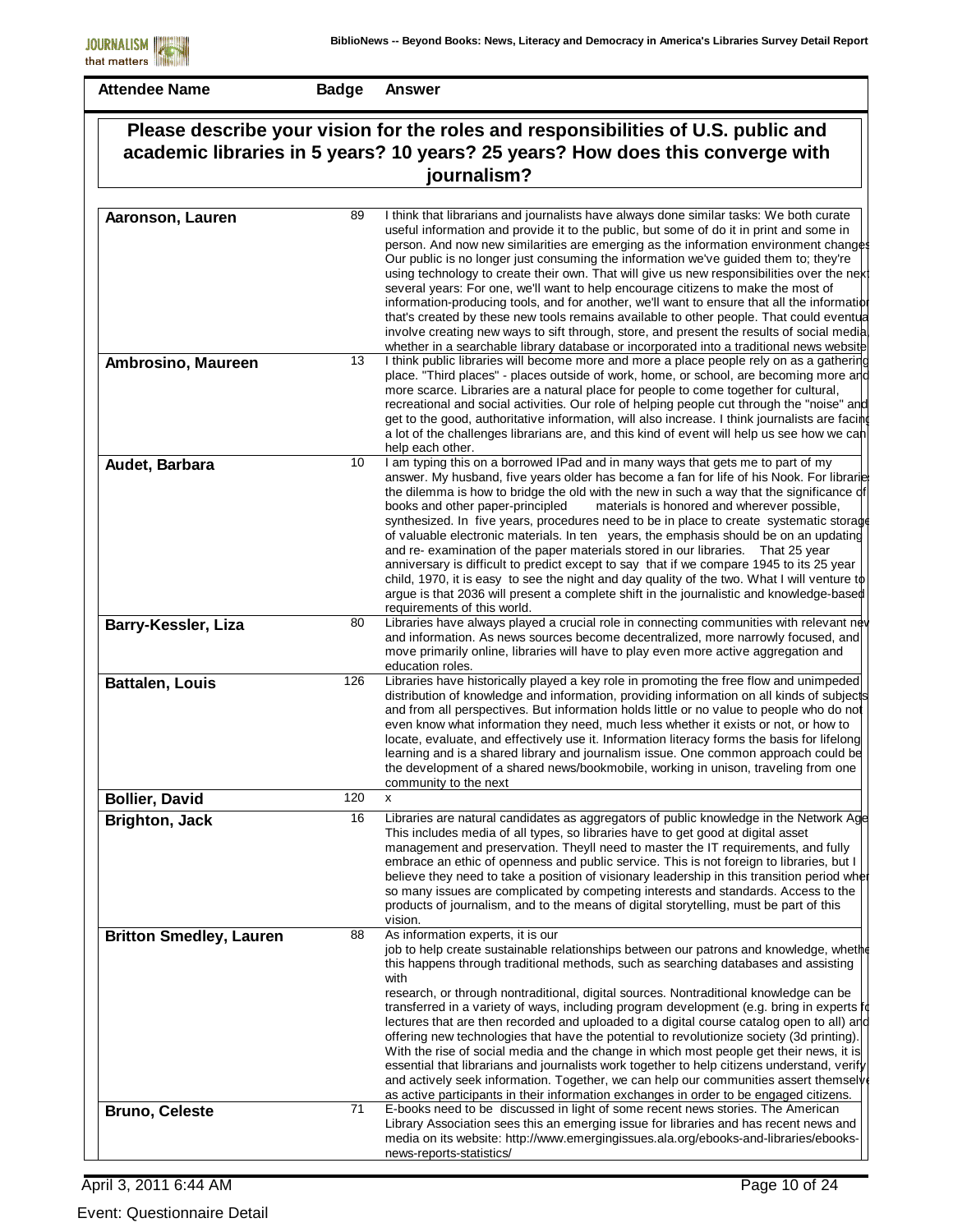| Attendee Name | Badge | Answer |
|---|---|---|

## Please describe your vision for the roles and responsibilities of U.S. public and academic libraries in 5 years? 10 years? 25 years? How does this converge with journalism?

| Attendee Name | Badge | Answer |
|---|---|---|
| **Aaronson, Lauren** | 89 | I think that librarians and journalists have always done similar tasks: We both curate useful information and provide it to the public, but some of do it in print and some in person. And now new similarities are emerging as the information environment changes Our public is no longer just consuming the information we've guided them to; they're using technology to create their own. That will give us new responsibilities over the next several years: For one, we'll want to help encourage citizens to make the most of information-producing tools, and for another, we'll want to ensure that all the information that's created by these new tools remains available to other people. That could eventua involve creating new ways to sift through, store, and present the results of social media whether in a searchable library database or incorporated into a traditional news website |
| **Ambrosino, Maureen** | 13 | I think public libraries will become more and more a place people rely on as a gathering place. "Third places" - places outside of work, home, or school, are becoming more and more scarce. Libraries are a natural place for people to come together for cultural, recreational and social activities. Our role of helping people cut through the "noise" and get to the good, authoritative information, will also increase. I think journalists are facing a lot of the challenges librarians are, and this kind of event will help us see how we can help each other. |
| **Audet, Barbara** | 10 | I am typing this on a borrowed IPad and in many ways that gets me to part of my answer. My husband, five years older has become a fan for life of his Nook. For librarie the dilemma is how to bridge the old with the new in such a way that the significance of books and other paper-principled materials is honored and wherever possible, synthesized. In five years, procedures need to be in place to create systematic storage of valuable electronic materials. In ten years, the emphasis should be on an updating and re- examination of the paper materials stored in our libraries. That 25 year anniversary is difficult to predict except to say that if we compare 1945 to its 25 year child, 1970, it is easy to see the night and day quality of the two. What I will venture to argue is that 2036 will present a complete shift in the journalistic and knowledge-based requirements of this world. |
| **Barry-Kessler, Liza** | 80 | Libraries have always played a crucial role in connecting communities with relevant new and information. As news sources become decentralized, more narrowly focused, and move primarily online, libraries will have to play even more active aggregation and education roles. |
| **Battalen, Louis** | 126 | Libraries have historically played a key role in promoting the free flow and unimpeded distribution of knowledge and information, providing information on all kinds of subjects and from all perspectives. But information holds little or no value to people who do not even know what information they need, much less whether it exists or not, or how to locate, evaluate, and effectively use it. Information literacy forms the basis for lifelong learning and is a shared library and journalism issue. One common approach could be the development of a shared news/bookmobile, working in unison, traveling from one community to the next |
| **Bollier, David** | 120 | x |
| **Brighton, Jack** | 16 | Libraries are natural candidates as aggregators of public knowledge in the Network Age This includes media of all types, so libraries have to get good at digital asset management and preservation. Theyll need to master the IT requirements, and fully embrace an ethic of openness and public service. This is not foreign to libraries, but I believe they need to take a position of visionary leadership in this transition period when so many issues are complicated by competing interests and standards. Access to the products of journalism, and to the means of digital storytelling, must be part of this vision. |
| **Britton Smedley, Lauren** | 88 | As information experts, it is our job to help create sustainable relationships between our patrons and knowledge, whethe this happens through traditional methods, such as searching databases and assisting with research, or through nontraditional, digital sources. Nontraditional knowledge can be transferred in a variety of ways, including program development (e.g. bring in experts fo lectures that are then recorded and uploaded to a digital course catalog open to all) and offering new technologies that have the potential to revolutionize society (3d printing). With the rise of social media and the change in which most people get their news, it is essential that librarians and journalists work together to help citizens understand, verify and actively seek information. Together, we can help our communities assert themselve as active participants in their information exchanges in order to be engaged citizens. |
| **Bruno, Celeste** | 71 | E-books need to be discussed in light of some recent news stories. The American Library Association sees this an emerging issue for libraries and has recent news and media on its website: http://www.emergingissues.ala.org/ebooks-and-libraries/ebooks-news-reports-statistics/ |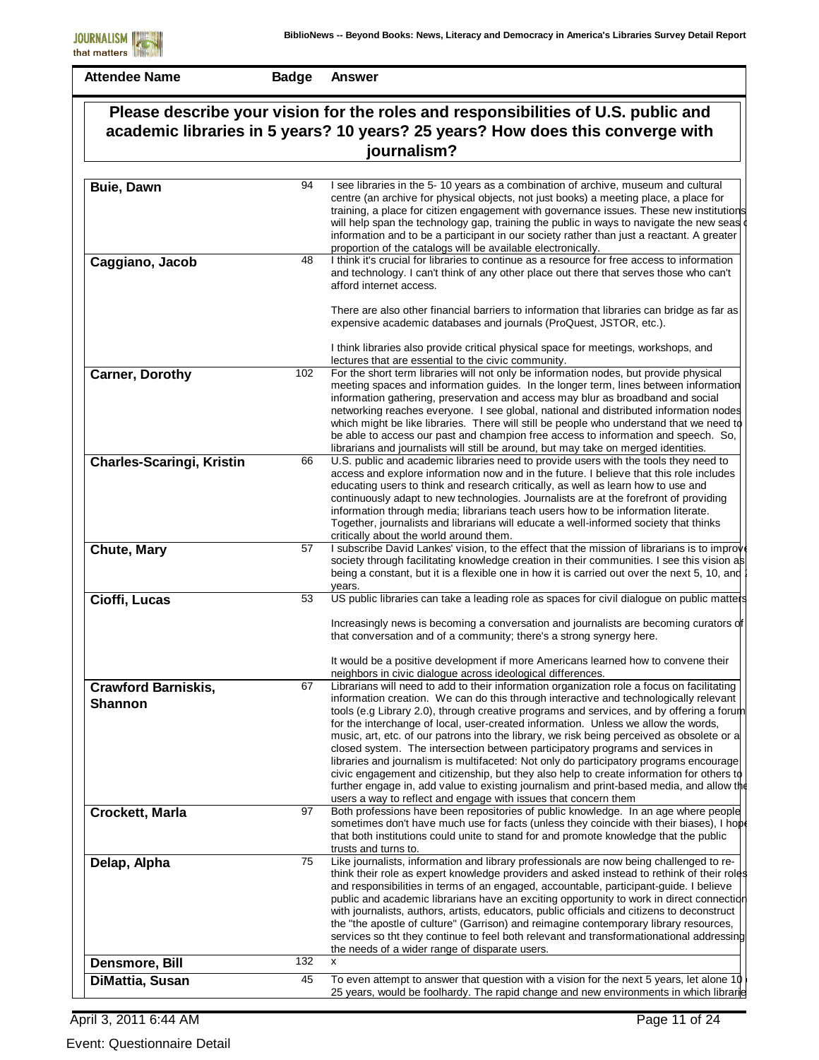| Attendee Name | Badge | Answer |
|---|---|---|

## Please describe your vision for the roles and responsibilities of U.S. public and academic libraries in 5 years? 10 years? 25 years? How does this converge with journalism?

| Attendee Name | Badge | Answer |
|---|---|---|
| **Buie, Dawn** | 94 | I see libraries in the 5- 10 years as a combination of archive, museum and cultural centre (an archive for physical objects, not just books) a meeting place, a place for training, a place for citizen engagement with governance issues. These new institutions will help span the technology gap, training the public in ways to navigate the new seas of information and to be a participant in our society rather than just a reactant. A greater proportion of the catalogs will be available electronically. |
| **Caggiano, Jacob** | 48 | I think it's crucial for libraries to continue as a resource for free access to information and technology. I can't think of any other place out there that serves those who can't afford internet access.<br><br>There are also other financial barriers to information that libraries can bridge as far as expensive academic databases and journals (ProQuest, JSTOR, etc.).<br><br>I think libraries also provide critical physical space for meetings, workshops, and lectures that are essential to the civic community. |
| **Carner, Dorothy** | 102 | For the short term libraries will not only be information nodes, but provide physical meeting spaces and information guides. In the longer term, lines between information information gathering, preservation and access may blur as broadband and social networking reaches everyone. I see global, national and distributed information nodes which might be like libraries. There will still be people who understand that we need to be able to access our past and champion free access to information and speech. So, librarians and journalists will still be around, but may take on merged identities. |
| **Charles-Scaringi, Kristin** | 66 | U.S. public and academic libraries need to provide users with the tools they need to access and explore information now and in the future. I believe that this role includes educating users to think and research critically, as well as learn how to use and continuously adapt to new technologies. Journalists are at the forefront of providing information through media; librarians teach users how to be information literate. Together, journalists and librarians will educate a well-informed society that thinks critically about the world around them. |
| **Chute, Mary** | 57 | I subscribe David Lankes' vision, to the effect that the mission of librarians is to improve society through facilitating knowledge creation in their communities. I see this vision as being a constant, but it is a flexible one in how it is carried out over the next 5, 10, and 25 years. |
| **Cioffi, Lucas** | 53 | US public libraries can take a leading role as spaces for civil dialogue on public matters<br><br>Increasingly news is becoming a conversation and journalists are becoming curators of that conversation and of a community; there's a strong synergy here.<br><br>It would be a positive development if more Americans learned how to convene their neighbors in civic dialogue across ideological differences. |
| **Crawford Barniskis, Shannon** | 67 | Librarians will need to add to their information organization role a focus on facilitating information creation. We can do this through interactive and technologically relevant tools (e.g Library 2.0), through creative programs and services, and by offering a forum for the interchange of local, user-created information. Unless we allow the words, music, art, etc. of our patrons into the library, we risk being perceived as obsolete or a closed system. The intersection between participatory programs and services in libraries and journalism is multifaceted: Not only do participatory programs encourage civic engagement and citizenship, but they also help to create information for others to further engage in, add value to existing journalism and print-based media, and allow the users a way to reflect and engage with issues that concern them |
| **Crockett, Marla** | 97 | Both professions have been repositories of public knowledge. In an age where people sometimes don't have much use for facts (unless they coincide with their biases), I hope that both institutions could unite to stand for and promote knowledge that the public trusts and turns to. |
| **Delap, Alpha** | 75 | Like journalists, information and library professionals are now being challenged to re-think their role as expert knowledge providers and asked instead to rethink of their roles and responsibilities in terms of an engaged, accountable, participant-guide. I believe public and academic librarians have an exciting opportunity to work in direct connection with journalists, authors, artists, educators, public officials and citizens to deconstruct the "the apostle of culture" (Garrison) and reimagine contemporary library resources, services so tht they continue to feel both relevant and transformationational addressing the needs of a wider range of disparate users. |
| **Densmore, Bill** | 132 | x |
| **DiMattia, Susan** | 45 | To even attempt to answer that question with a vision for the next 5 years, let alone 10 or 25 years, would be foolhardy. The rapid change and new environments in which libraries |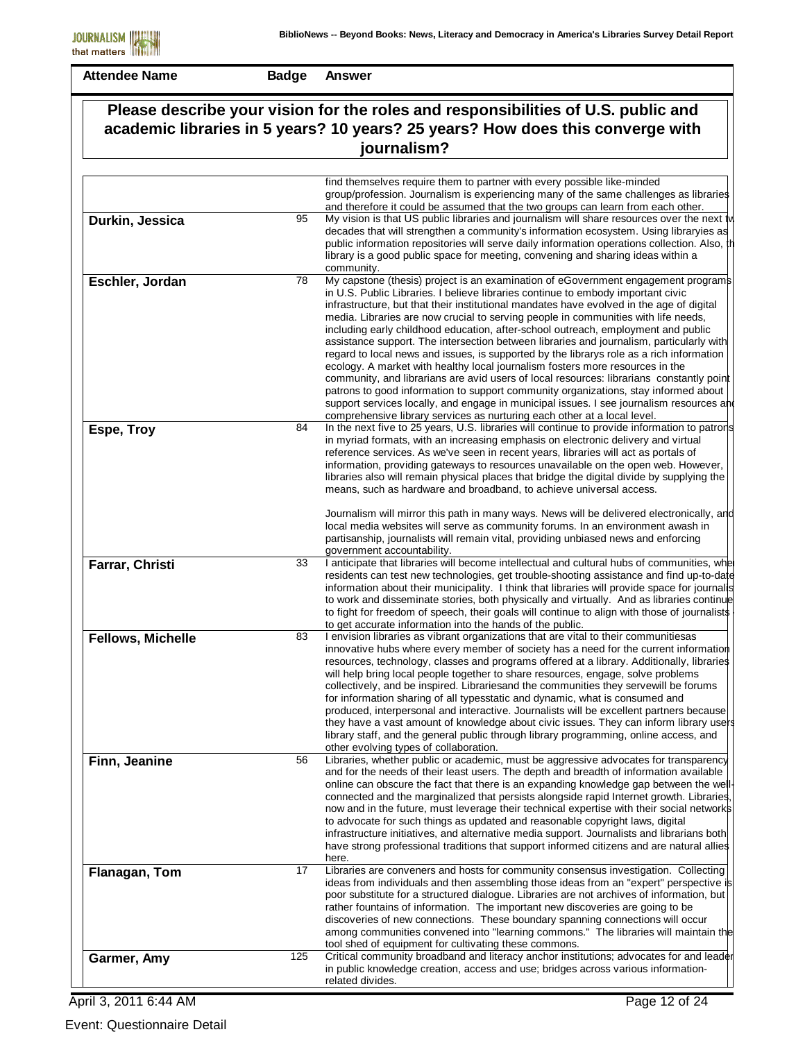| Attendee Name | Badge | Answer |
|---|---|---|

## Please describe your vision for the roles and responsibilities of U.S. public and academic libraries in 5 years? 10 years? 25 years? How does this converge with journalism?

| Attendee Name | Badge | Answer |
|---|---|---|
| | | find themselves require them to partner with every possible like-minded group/profession. Journalism is experiencing many of the same challenges as libraries and therefore it could be assumed that the two groups can learn from each other. |
| **Durkin, Jessica** | 95 | My vision is that US public libraries and journalism will share resources over the next tw decades that will strengthen a community's information ecosystem. Using libraryies as public information repositories will serve daily information operations collection. Also, th library is a good public space for meeting, convening and sharing ideas within a community. |
| **Eschler, Jordan** | 78 | My capstone (thesis) project is an examination of eGovernment engagement programs in U.S. Public Libraries. I believe libraries continue to embody important civic infrastructure, but that their institutional mandates have evolved in the age of digital media. Libraries are now crucial to serving people in communities with life needs, including early childhood education, after-school outreach, employment and public assistance support. The intersection between libraries and journalism, particularly with regard to local news and issues, is supported by the librarys role as a rich information ecology. A market with healthy local journalism fosters more resources in the community, and librarians are avid users of local resources: librarians constantly point patrons to good information to support community organizations, stay informed about support services locally, and engage in municipal issues. I see journalism resources and comprehensive library services as nurturing each other at a local level. |
| **Espe, Troy** | 84 | In the next five to 25 years, U.S. libraries will continue to provide information to patrons in myriad formats, with an increasing emphasis on electronic delivery and virtual reference services. As we've seen in recent years, libraries will act as portals of information, providing gateways to resources unavailable on the open web. However, libraries also will remain physical places that bridge the digital divide by supplying the means, such as hardware and broadband, to achieve universal access.<br><br>Journalism will mirror this path in many ways. News will be delivered electronically, and local media websites will serve as community forums. In an environment awash in partisanship, journalists will remain vital, providing unbiased news and enforcing government accountability. |
| **Farrar, Christi** | 33 | I anticipate that libraries will become intellectual and cultural hubs of communities, wher residents can test new technologies, get trouble-shooting assistance and find up-to-date information about their municipality. I think that libraries will provide space for journalis to work and disseminate stories, both physically and virtually. And as libraries continue to fight for freedom of speech, their goals will continue to align with those of journalists to get accurate information into the hands of the public. |
| **Fellows, Michelle** | 83 | I envision libraries as vibrant organizations that are vital to their communitiesas innovative hubs where every member of society has a need for the current information resources, technology, classes and programs offered at a library. Additionally, libraries will help bring local people together to share resources, engage, solve problems collectively, and be inspired. Librariesand the communities they servewill be forums for information sharing of all typesstatic and dynamic, what is consumed and produced, interpersonal and interactive. Journalists will be excellent partners because they have a vast amount of knowledge about civic issues. They can inform library users library staff, and the general public through library programming, online access, and other evolving types of collaboration. |
| **Finn, Jeanine** | 56 | Libraries, whether public or academic, must be aggressive advocates for transparency and for the needs of their least users. The depth and breadth of information available online can obscure the fact that there is an expanding knowledge gap between the well-connected and the marginalized that persists alongside rapid Internet growth. Libraries, now and in the future, must leverage their technical expertise with their social networks to advocate for such things as updated and reasonable copyright laws, digital infrastructure initiatives, and alternative media support. Journalists and librarians both have strong professional traditions that support informed citizens and are natural allies here. |
| **Flanagan, Tom** | 17 | Libraries are conveners and hosts for community consensus investigation. Collecting ideas from individuals and then assembling those ideas from an "expert" perspective is poor substitute for a structured dialogue. Libraries are not archives of information, but rather fountains of information. The important new discoveries are going to be discoveries of new connections. These boundary spanning connections will occur among communities convened into "learning commons." The libraries will maintain the tool shed of equipment for cultivating these commons. |
| **Garmer, Amy** | 125 | Critical community broadband and literacy anchor institutions; advocates for and leader in public knowledge creation, access and use; bridges across various information-related divides. |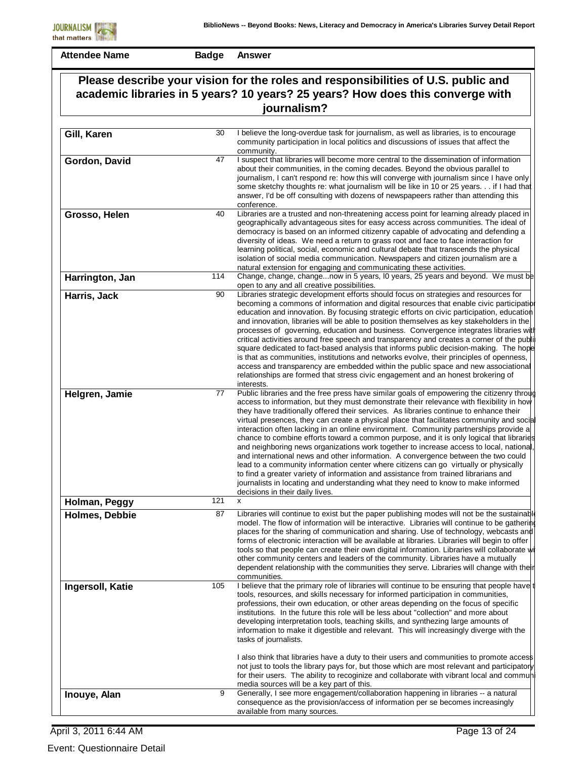| Attendee Name | Badge | Answer |
|---|---|---|

## Please describe your vision for the roles and responsibilities of U.S. public and academic libraries in 5 years? 10 years? 25 years? How does this converge with journalism?

| Attendee Name | Badge | Answer |
|---|---|---|
| **Gill, Karen** | 30 | I believe the long-overdue task for journalism, as well as libraries, is to encourage community participation in local politics and discussions of issues that affect the community. |
| **Gordon, David** | 47 | I suspect that libraries will become more central to the dissemination of information about their communities, in the coming decades. Beyond the obvious parallel to journalism, I can't respond re: how this will converge with journalism since I have only some sketchy thoughts re: what journalism will be like in 10 or 25 years. . . if I had that answer, I'd be off consulting with dozens of newspapeers rather than attending this conference. |
| **Grosso, Helen** | 40 | Libraries are a trusted and non-threatening access point for learning already placed in geographically advantageous sites for easy access across communities. The ideal of democracy is based on an informed citizenry capable of advocating and defending a diversity of ideas. We need a return to grass root and face to face interaction for learning political, social, economic and cultural debate that transcends the physical isolation of social media communication. Newspapers and citizen journalism are a natural extension for engaging and communicating these activities. |
| **Harrington, Jan** | 114 | Change, change, change...now in 5 years, l0 years, 25 years and beyond. We must be open to any and all creative possibilities. |
| **Harris, Jack** | 90 | Libraries strategic development efforts should focus on strategies and resources for becoming a commons of information and digital resources that enable civic participation education and innovation. By focusing strategic efforts on civic participation, education and innovation, libraries will be able to position themselves as key stakeholders in the processes of governing, education and business. Convergence integrates libraries with critical activities around free speech and transparency and creates a corner of the publi square dedicated to fact-based analysis that informs public decision-making. The hope is that as communities, institutions and networks evolve, their principles of openness, access and transparency are embedded within the public space and new associational relationships are formed that stress civic engagement and an honest brokering of interests. |
| **Helgren, Jamie** | 77 | Public libraries and the free press have similar goals of empowering the citizenry throug access to information, but they must demonstrate their relevance with flexibility in how they have traditionally offered their services. As libraries continue to enhance their virtual presences, they can create a physical place that facilitates community and social interaction often lacking in an online environment. Community partnerships provide a chance to combine efforts toward a common purpose, and it is only logical that libraries and neighboring news organizations work together to increase access to local, national, and international news and other information. A convergence between the two could lead to a community information center where citizens can go virtually or physically to find a greater variety of information and assistance from trained librarians and journalists in locating and understanding what they need to know to make informed decisions in their daily lives. |
| **Holman, Peggy** | 121 | x |
| **Holmes, Debbie** | 87 | Libraries will continue to exist but the paper publishing modes will not be the sustainable model. The flow of information will be interactive. Libraries will continue to be gathering places for the sharing of communication and sharing. Use of technology, webcasts and forms of electronic interaction will be available at libraries. Libraries will begin to offer tools so that people can create their own digital information. Libraries will collaborate wi other community centers and leaders of the community. Libraries have a mutually dependent relationship with the communities they serve. Libraries will change with their communities. |
| **Ingersoll, Katie** | 105 | I believe that the primary role of libraries will continue to be ensuring that people have t tools, resources, and skills necessary for informed participation in communities, professions, their own education, or other areas depending on the focus of specific institutions. In the future this role will be less about "collection" and more about developing interpretation tools, teaching skills, and synthezing large amounts of information to make it digestible and relevant. This will increasingly diverge with the tasks of journalists.<br><br>I also think that libraries have a duty to their users and communities to promote access not just to tools the library pays for, but those which are most relevant and participatory for their users. The ability to recoginize and collaborate with vibrant local and communi media sources will be a key part of this. |
| **Inouye, Alan** | 9 | Generally, I see more engagement/collaboration happening in libraries -- a natural consequence as the provision/access of information per se becomes increasingly available from many sources. |

April 3, 2011 6:44 AM

Event: Questionnaire Detail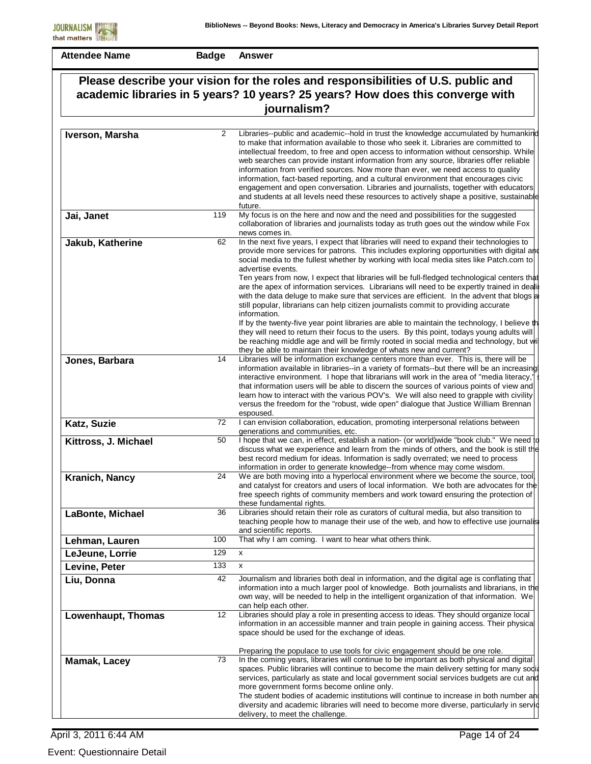| Attendee Name | Badge | Answer |
|---|---|---|

## Please describe your vision for the roles and responsibilities of U.S. public and academic libraries in 5 years? 10 years? 25 years? How does this converge with journalism?

| Attendee Name | Badge | Answer |
|---|---|---|
| **Iverson, Marsha** | 2 | Libraries--public and academic--hold in trust the knowledge accumulated by humankind to make that information available to those who seek it. Libraries are committed to intellectual freedom, to free and open access to information without censorship. While web searches can provide instant information from any source, libraries offer reliable information from verified sources. Now more than ever, we need access to quality information, fact-based reporting, and a cultural environment that encourages civic engagement and open conversation. Libraries and journalists, together with educators and students at all levels need these resources to actively shape a positive, sustainable future. |
| **Jai, Janet** | 119 | My focus is on the here and now and the need and possibilities for the suggested collaboration of libraries and journalists today as truth goes out the window while Fox news comes in. |
| **Jakub, Katherine** | 62 | In the next five years, I expect that libraries will need to expand their technologies to provide more services for patrons. This includes exploring opportunities with digital and social media to the fullest whether by working with local media sites like Patch.com to advertise events.<br>Ten years from now, I expect that libraries will be full-fledged technological centers that are the apex of information services. Librarians will need to be expertly trained in deali with the data deluge to make sure that services are efficient. In the advent that blogs a still popular, librarians can help citizen journalists commit to providing accurate information.<br>If by the twenty-five year point libraries are able to maintain the technology, I believe th they will need to return their focus to the users. By this point, todays young adults will be reaching middle age and will be firmly rooted in social media and technology, but wi they be able to maintain their knowledge of whats new and current? |
| **Jones, Barbara** | 14 | Libraries will be information exchange centers more than ever. This is, there will be information available in libraries--in a variety of formats--but there will be an increasing interactive environment. I hope that librarians will work in the area of "media literacy," s that information users will be able to discern the sources of various points of view and learn how to interact with the various POV's. We will also need to grapple with civility versus the freedom for the "robust, wide open" dialogue that Justice William Brennan espoused. |
| **Katz, Suzie** | 72 | I can envision collaboration, education, promoting interpersonal relations between generations and communities, etc. |
| **Kittross, J. Michael** | 50 | I hope that we can, in effect, establish a nation- (or world)wide "book club." We need to discuss what we experience and learn from the minds of others, and the book is still the best record medium for ideas. Information is sadly overrated; we need to process information in order to generate knowledge--from whence may come wisdom. |
| **Kranich, Nancy** | 24 | We are both moving into a hyperlocal environment where we become the source, tool and catalyst for creators and users of local information. We both are advocates for the free speech rights of community members and work toward ensuring the protection of these fundamental rights. |
| **LaBonte, Michael** | 36 | Libraries should retain their role as curators of cultural media, but also transition to teaching people how to manage their use of the web, and how to effective use journalis and scientific reports. |
| **Lehman, Lauren** | 100 | That why I am coming. I want to hear what others think. |
| **LeJeune, Lorrie** | 129 | x |
| **Levine, Peter** | 133 | x |
| **Liu, Donna** | 42 | Journalism and libraries both deal in information, and the digital age is conflating that information into a much larger pool of knowledge. Both journalists and librarians, in the own way, will be needed to help in the intelligent organization of that information. We can help each other. |
| **Lowenhaupt, Thomas** | 12 | Libraries should play a role in presenting access to ideas. They should organize local information in an accessible manner and train people in gaining access. Their physica space should be used for the exchange of ideas.<br><br>Preparing the populace to use tools for civic engagement should be one role. |
| **Mamak, Lacey** | 73 | In the coming years, libraries will continue to be important as both physical and digital spaces. Public libraries will continue to become the main delivery setting for many socia services, particularly as state and local government social services budgets are cut and more government forms become online only.<br>The student bodies of academic institutions will continue to increase in both number and diversity and academic libraries will need to become more diverse, particularly in servic delivery, to meet the challenge. |

Event: Questionnaire Detail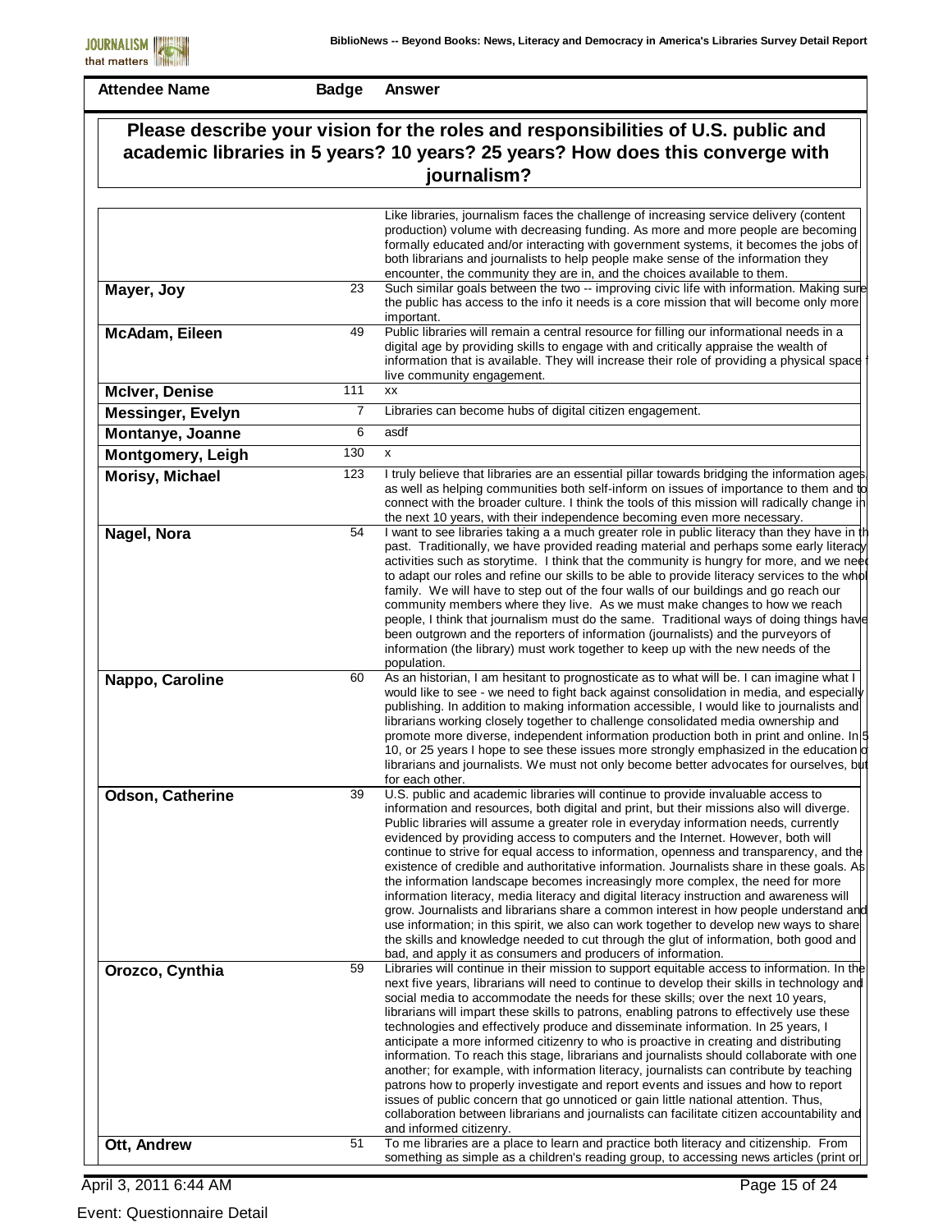| Attendee Name | Badge | Answer |
|---|---|---|

## Please describe your vision for the roles and responsibilities of U.S. public and academic libraries in 5 years? 10 years? 25 years? How does this converge with journalism?

| Attendee Name | Badge | Answer |
|---|---|---|
| | | Like libraries, journalism faces the challenge of increasing service delivery (content production) volume with decreasing funding. As more and more people are becoming formally educated and/or interacting with government systems, it becomes the jobs of both librarians and journalists to help people make sense of the information they encounter, the community they are in, and the choices available to them. |
| **Mayer, Joy** | 23 | Such similar goals between the two -- improving civic life with information. Making sure the public has access to the info it needs is a core mission that will become only more important. |
| **McAdam, Eileen** | 49 | Public libraries will remain a central resource for filling our informational needs in a digital age by providing skills to engage with and critically appraise the wealth of information that is available. They will increase their role of providing a physical space live community engagement. |
| **McIver, Denise** | 111 | xx |
| **Messinger, Evelyn** | 7 | Libraries can become hubs of digital citizen engagement. |
| **Montanye, Joanne** | 6 | asdf |
| **Montgomery, Leigh** | 130 | x |
| **Morisy, Michael** | 123 | I truly believe that libraries are an essential pillar towards bridging the information ages, as well as helping communities both self-inform on issues of importance to them and to connect with the broader culture. I think the tools of this mission will radically change in the next 10 years, with their independence becoming even more necessary. |
| **Nagel, Nora** | 54 | I want to see libraries taking a much greater role in public literacy than they have in th past. Traditionally, we have provided reading material and perhaps some early literacy activities such as storytime. I think that the community is hungry for more, and we need to adapt our roles and refine our skills to be able to provide literacy services to the whol family. We will have to step out of the four walls of our buildings and go reach our community members where they live. As we must make changes to how we reach people, I think that journalism must do the same. Traditional ways of doing things have been outgrown and the reporters of information (journalists) and the purveyors of information (the library) must work together to keep up with the new needs of the population. |
| **Nappo, Caroline** | 60 | As an historian, I am hesitant to prognosticate as to what will be. I can imagine what I would like to see - we need to fight back against consolidation in media, and especially publishing. In addition to making information accessible, I would like to journalists and librarians working closely together to challenge consolidated media ownership and promote more diverse, independent information production both in print and online. In 5 10, or 25 years I hope to see these issues more strongly emphasized in the education o librarians and journalists. We must not only become better advocates for ourselves, but for each other. |
| **Odson, Catherine** | 39 | U.S. public and academic libraries will continue to provide invaluable access to information and resources, both digital and print, but their missions also will diverge. Public libraries will assume a greater role in everyday information needs, currently evidenced by providing access to computers and the Internet. However, both will continue to strive for equal access to information, openness and transparency, and the existence of credible and authoritative information. Journalists share in these goals. As the information landscape becomes increasingly more complex, the need for more information literacy, media literacy and digital literacy instruction and awareness will grow. Journalists and librarians share a common interest in how people understand and use information; in this spirit, we also can work together to develop new ways to share the skills and knowledge needed to cut through the glut of information, both good and bad, and apply it as consumers and producers of information. |
| **Orozco, Cynthia** | 59 | Libraries will continue in their mission to support equitable access to information. In the next five years, librarians will need to continue to develop their skills in technology and social media to accommodate the needs for these skills; over the next 10 years, librarians will impart these skills to patrons, enabling patrons to effectively use these technologies and effectively produce and disseminate information. In 25 years, I anticipate a more informed citizenry to who is proactive in creating and distributing information. To reach this stage, librarians and journalists should collaborate with one another; for example, with information literacy, journalists can contribute by teaching patrons how to properly investigate and report events and issues and how to report issues of public concern that go unnoticed or gain little national attention. Thus, collaboration between librarians and journalists can facilitate citizen accountability and and informed citizenry. |
| **Ott, Andrew** | 51 | To me libraries are a place to learn and practice both literacy and citizenship. From something as simple as a children's reading group, to accessing news articles (print or |

Event: Questionnaire Detail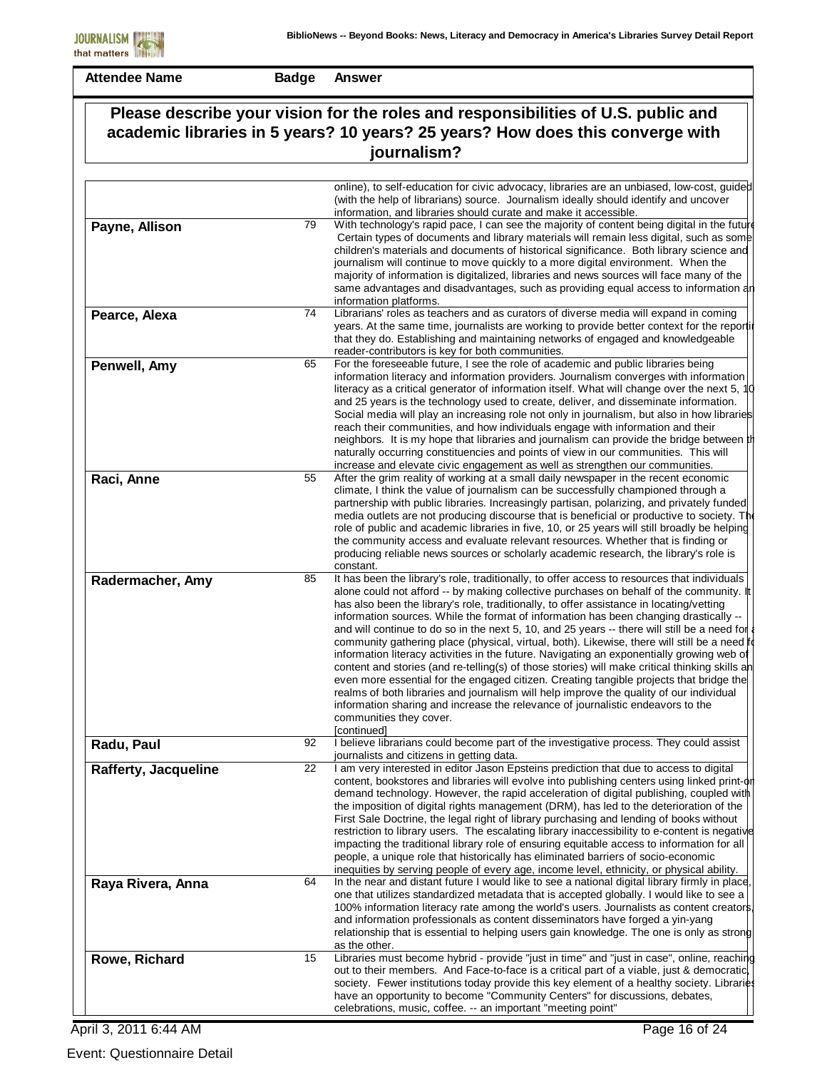| Attendee Name | Badge | Answer |
|---|---|---|

## Please describe your vision for the roles and responsibilities of U.S. public and academic libraries in 5 years? 10 years? 25 years? How does this converge with journalism?

| Attendee Name | Badge | Answer |
|---|---|---|
| | | online), to self-education for civic advocacy, libraries are an unbiased, low-cost, guided (with the help of librarians) source. Journalism ideally should identify and uncover information, and libraries should curate and make it accessible. |
| **Payne, Allison** | 79 | With technology's rapid pace, I can see the majority of content being digital in the future Certain types of documents and library materials will remain less digital, such as some children's materials and documents of historical significance. Both library science and journalism will continue to move quickly to a more digital environment. When the majority of information is digitalized, libraries and news sources will face many of the same advantages and disadvantages, such as providing equal access to information an information platforms. |
| **Pearce, Alexa** | 74 | Librarians' roles as teachers and as curators of diverse media will expand in coming years. At the same time, journalists are working to provide better context for the reportin that they do. Establishing and maintaining networks of engaged and knowledgeable reader-contributors is key for both communities. |
| **Penwell, Amy** | 65 | For the foreseeable future, I see the role of academic and public libraries being information literacy and information providers. Journalism converges with information literacy as a critical generator of information itself. What will change over the next 5, 10 and 25 years is the technology used to create, deliver, and disseminate information. Social media will play an increasing role not only in journalism, but also in how libraries reach their communities, and how individuals engage with information and their neighbors. It is my hope that libraries and journalism can provide the bridge between th naturally occurring constituencies and points of view in our communities. This will increase and elevate civic engagement as well as strengthen our communities. |
| **Raci, Anne** | 55 | After the grim reality of working at a small daily newspaper in the recent economic climate, I think the value of journalism can be successfully championed through a partnership with public libraries. Increasingly partisan, polarizing, and privately funded media outlets are not producing discourse that is beneficial or productive to society. The role of public and academic libraries in five, 10, or 25 years will still broadly be helping the community access and evaluate relevant resources. Whether that is finding or producing reliable news sources or scholarly academic research, the library's role is constant. |
| **Radermacher, Amy** | 85 | It has been the library's role, traditionally, to offer access to resources that individuals alone could not afford -- by making collective purchases on behalf of the community. It has also been the library's role, traditionally, to offer assistance in locating/vetting information sources. While the format of information has been changing drastically -- and will continue to do so in the next 5, 10, and 25 years -- there will still be a need for a community gathering place (physical, virtual, both). Likewise, there will still be a need fo information literacy activities in the future. Navigating an exponentially growing web of content and stories (and re-telling(s) of those stories) will make critical thinking skills an even more essential for the engaged citizen. Creating tangible projects that bridge the realms of both libraries and journalism will help improve the quality of our individual information sharing and increase the relevance of journalistic endeavors to the communities they cover. [continued] |
| **Radu, Paul** | 92 | I believe librarians could become part of the investigative process. They could assist journalists and citizens in getting data. |
| **Rafferty, Jacqueline** | 22 | I am very interested in editor Jason Epsteins prediction that due to access to digital content, bookstores and libraries will evolve into publishing centers using linked print-on demand technology. However, the rapid acceleration of digital publishing, coupled with the imposition of digital rights management (DRM), has led to the deterioration of the First Sale Doctrine, the legal right of library purchasing and lending of books without restriction to library users. The escalating library inaccessibility to e-content is negative impacting the traditional library role of ensuring equitable access to information for all people, a unique role that historically has eliminated barriers of socio-economic inequities by serving people of every age, income level, ethnicity, or physical ability. |
| **Raya Rivera, Anna** | 64 | In the near and distant future I would like to see a national digital library firmly in place, one that utilizes standardized metadata that is accepted globally. I would like to see a 100% information literacy rate among the world's users. Journalists as content creators, and information professionals as content disseminators have forged a yin-yang relationship that is essential to helping users gain knowledge. The one is only as strong as the other. |
| **Rowe, Richard** | 15 | Libraries must become hybrid - provide "just in time" and "just in case", online, reaching out to their members. And Face-to-face is a critical part of a viable, just & democratic, society. Fewer institutions today provide this key element of a healthy society. Libraries have an opportunity to become "Community Centers" for discussions, debates, celebrations, music, coffee. -- an important "meeting point" |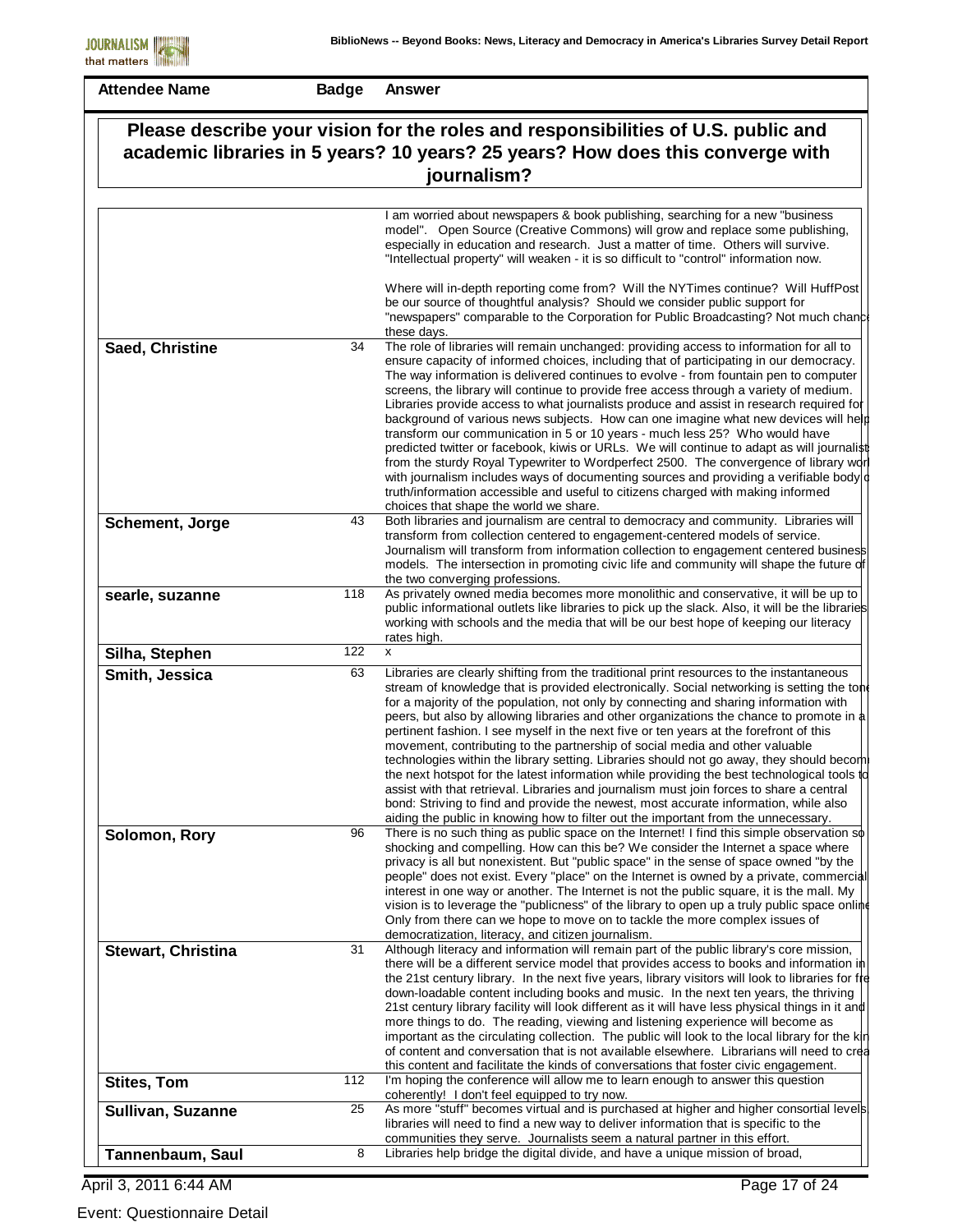| Attendee Name | Badge | Answer |
|---|---|---|

## Please describe your vision for the roles and responsibilities of U.S. public and academic libraries in 5 years? 10 years? 25 years? How does this converge with journalism?

| Attendee Name | Badge | Answer |
|---|---|---|
| | | I am worried about newspapers & book publishing, searching for a new "business model". Open Source (Creative Commons) will grow and replace some publishing, especially in education and research. Just a matter of time. Others will survive. "Intellectual property" will weaken - it is so difficult to "control" information now. Where will in-depth reporting come from? Will the NYTimes continue? Will HuffPost be our source of thoughtful analysis? Should we consider public support for "newspapers" comparable to the Corporation for Public Broadcasting? Not much chanc these days. |
| Saed, Christine | 34 | The role of libraries will remain unchanged: providing access to information for all to ensure capacity of informed choices, including that of participating in our democracy. The way information is delivered continues to evolve - from fountain pen to computer screens, the library will continue to provide free access through a variety of medium. Libraries provide access to what journalists produce and assist in research required for background of various news subjects. How can one imagine what new devices will help transform our communication in 5 or 10 years - much less 25? Who would have predicted twitter or facebook, kiwis or URLs. We will continue to adapt as will journalist from the sturdy Royal Typewriter to Wordperfect 2500. The convergence of library wor with journalism includes ways of documenting sources and providing a verifiable body o truth/information accessible and useful to citizens charged with making informed choices that shape the world we share. |
| Schement, Jorge | 43 | Both libraries and journalism are central to democracy and community. Libraries will transform from collection centered to engagement-centered models of service. Journalism will transform from information collection to engagement centered business models. The intersection in promoting civic life and community will shape the future of the two converging professions. |
| searle, suzanne | 118 | As privately owned media becomes more monolithic and conservative, it will be up to public informational outlets like libraries to pick up the slack. Also, it will be the libraries working with schools and the media that will be our best hope of keeping our literacy rates high. |
| Silha, Stephen | 122 | x |
| Smith, Jessica | 63 | Libraries are clearly shifting from the traditional print resources to the instantaneous stream of knowledge that is provided electronically. Social networking is setting the tone for a majority of the population, not only by connecting and sharing information with peers, but also by allowing libraries and other organizations the chance to promote in a pertinent fashion. I see myself in the next five or ten years at the forefront of this movement, contributing to the partnership of social media and other valuable technologies within the library setting. Libraries should not go away, they should becom the next hotspot for the latest information while providing the best technological tools to assist with that retrieval. Libraries and journalism must join forces to share a central bond: Striving to find and provide the newest, most accurate information, while also aiding the public in knowing how to filter out the important from the unnecessary. |
| Solomon, Rory | 96 | There is no such thing as public space on the Internet! I find this simple observation so shocking and compelling. How can this be? We consider the Internet a space where privacy is all but nonexistent. But "public space" in the sense of space owned "by the people" does not exist. Every "place" on the Internet is owned by a private, commercial interest in one way or another. The Internet is not the public square, it is the mall. My vision is to leverage the "publicness" of the library to open up a truly public space online Only from there can we hope to move on to tackle the more complex issues of democratization, literacy, and citizen journalism. |
| Stewart, Christina | 31 | Although literacy and information will remain part of the public library's core mission, there will be a different service model that provides access to books and information in the 21st century library. In the next five years, library visitors will look to libraries for fre down-loadable content including books and music. In the next ten years, the thriving 21st century library facility will look different as it will have less physical things in it and more things to do. The reading, viewing and listening experience will become as important as the circulating collection. The public will look to the local library for the kin of content and conversation that is not available elsewhere. Librarians will need to crea this content and facilitate the kinds of conversations that foster civic engagement. |
| Stites, Tom | 112 | I'm hoping the conference will allow me to learn enough to answer this question coherently! I don't feel equipped to try now. |
| Sullivan, Suzanne | 25 | As more "stuff" becomes virtual and is purchased at higher and higher consortial levels libraries will need to find a new way to deliver information that is specific to the communities they serve. Journalists seem a natural partner in this effort. |
| Tannenbaum, Saul | 8 | Libraries help bridge the digital divide, and have a unique mission of broad, |

Event: Questionnaire Detail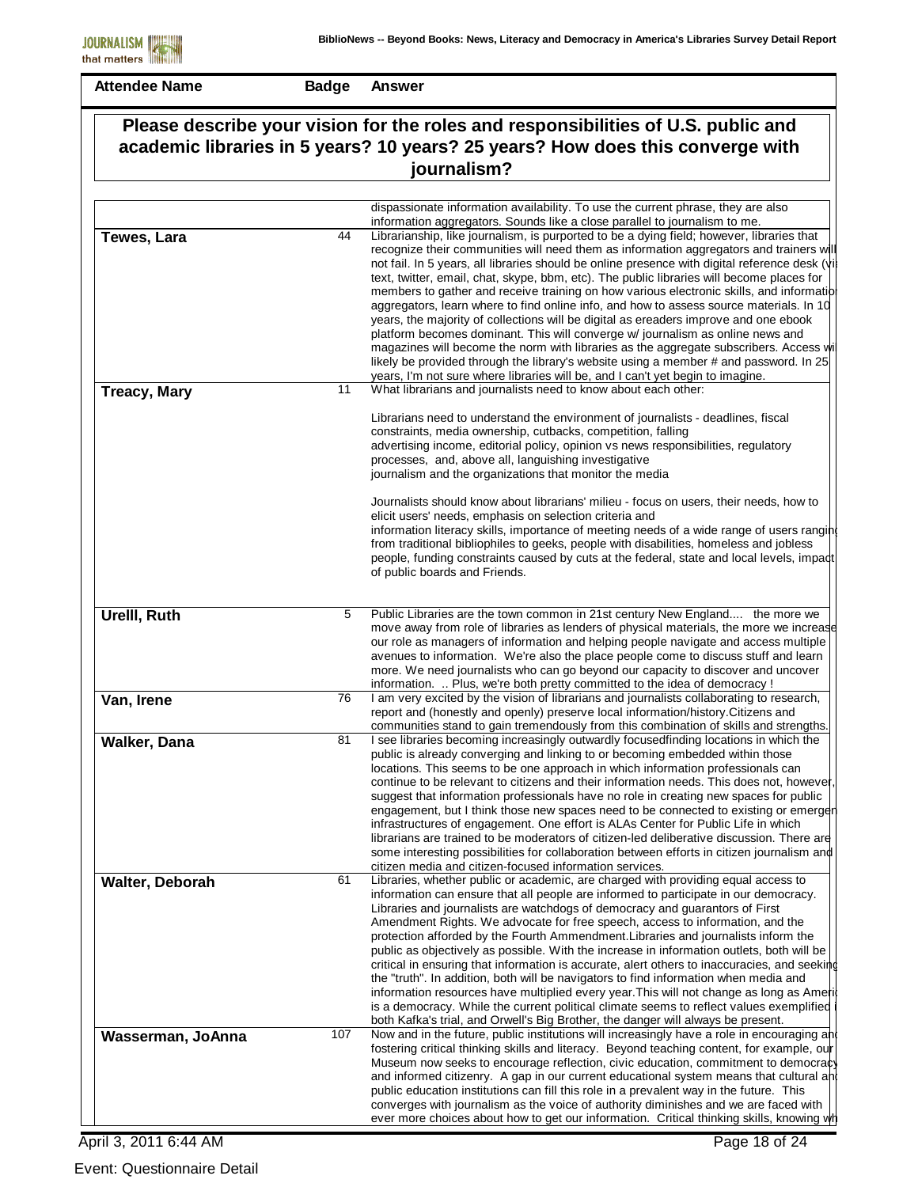| Attendee Name | Badge | Answer |
|---|---|---|

## Please describe your vision for the roles and responsibilities of U.S. public and academic libraries in 5 years? 10 years? 25 years? How does this converge with journalism?

| Attendee Name | Badge | Answer |
|---|---|---|
| | | dispassionate information availability. To use the current phrase, they are also information aggregators. Sounds like a close parallel to journalism to me. |
| Tewes, Lara | 44 | Librarianship, like journalism, is purported to be a dying field; however, libraries that recognize their communities will need them as information aggregators and trainers will not fail. In 5 years, all libraries should be online presence with digital reference desk (vi text, twitter, email, chat, skype, bbm, etc). The public libraries will become places for members to gather and receive training on how various electronic skills, and informatio aggregators, learn where to find online info, and how to assess source materials. In 10 years, the majority of collections will be digital as ereaders improve and one ebook platform becomes dominant. This will converge w/ journalism as online news and magazines will become the norm with libraries as the aggregate subscribers. Access wi likely be provided through the library's website using a member # and password. In 25 years, I'm not sure where libraries will be, and I can't yet begin to imagine. |
| Treacy, Mary | 11 | What librarians and journalists need to know about each other:<br><br>Librarians need to understand the environment of journalists - deadlines, fiscal constraints, media ownership, cutbacks, competition, falling advertising income, editorial policy, opinion vs news responsibilities, regulatory processes, and, above all, languishing investigative journalism and the organizations that monitor the media<br><br>Journalists should know about librarians' milieu - focus on users, their needs, how to elicit users' needs, emphasis on selection criteria and information literacy skills, importance of meeting needs of a wide range of users rangin from traditional bibliophiles to geeks, people with disabilities, homeless and jobless people, funding constraints caused by cuts at the federal, state and local levels, impact of public boards and Friends. |
| Urelll, Ruth | 5 | Public Libraries are the town common in 21st century New England.... the more we move away from role of libraries as lenders of physical materials, the more we increase our role as managers of information and helping people navigate and access multiple avenues to information. We're also the place people come to discuss stuff and learn more. We need journalists who can go beyond our capacity to discover and uncover information. .. Plus, we're both pretty committed to the idea of democracy ! |
| Van, Irene | 76 | I am very excited by the vision of librarians and journalists collaborating to research, report and (honestly and openly) preserve local information/history.Citizens and communities stand to gain tremendously from this combination of skills and strengths. |
| Walker, Dana | 81 | I see libraries becoming increasingly outwardly focusedfinding locations in which the public is already converging and linking to or becoming embedded within those locations. This seems to be one approach in which information professionals can continue to be relevant to citizens and their information needs. This does not, however, suggest that information professionals have no role in creating new spaces for public engagement, but I think those new spaces need to be connected to existing or emerger infrastructures of engagement. One effort is ALAs Center for Public Life in which librarians are trained to be moderators of citizen-led deliberative discussion. There are some interesting possibilities for collaboration between efforts in citizen journalism and citizen media and citizen-focused information services. |
| Walter, Deborah | 61 | Libraries, whether public or academic, are charged with providing equal access to information can ensure that all people are informed to participate in our democracy. Libraries and journalists are watchdogs of democracy and guarantors of First Amendment Rights. We advocate for free speech, access to information, and the protection afforded by the Fourth Ammendment.Libraries and journalists inform the public as objectively as possible. With the increase in information outlets, both will be critical in ensuring that information is accurate, alert others to inaccuracies, and seeking the "truth". In addition, both will be navigators to find information when media and information resources have multiplied every year.This will not change as long as Ameri is a democracy. While the current political climate seems to reflect values exemplified both Kafka's trial, and Orwell's Big Brother, the danger will always be present. |
| Wasserman, JoAnna | 107 | Now and in the future, public institutions will increasingly have a role in encouraging an fostering critical thinking skills and literacy. Beyond teaching content, for example, our Museum now seeks to encourage reflection, civic education, commitment to democracy and informed citizenry. A gap in our current educational system means that cultural an public education institutions can fill this role in a prevalent way in the future. This converges with journalism as the voice of authority diminishes and we are faced with ever more choices about how to get our information. Critical thinking skills, knowing wh |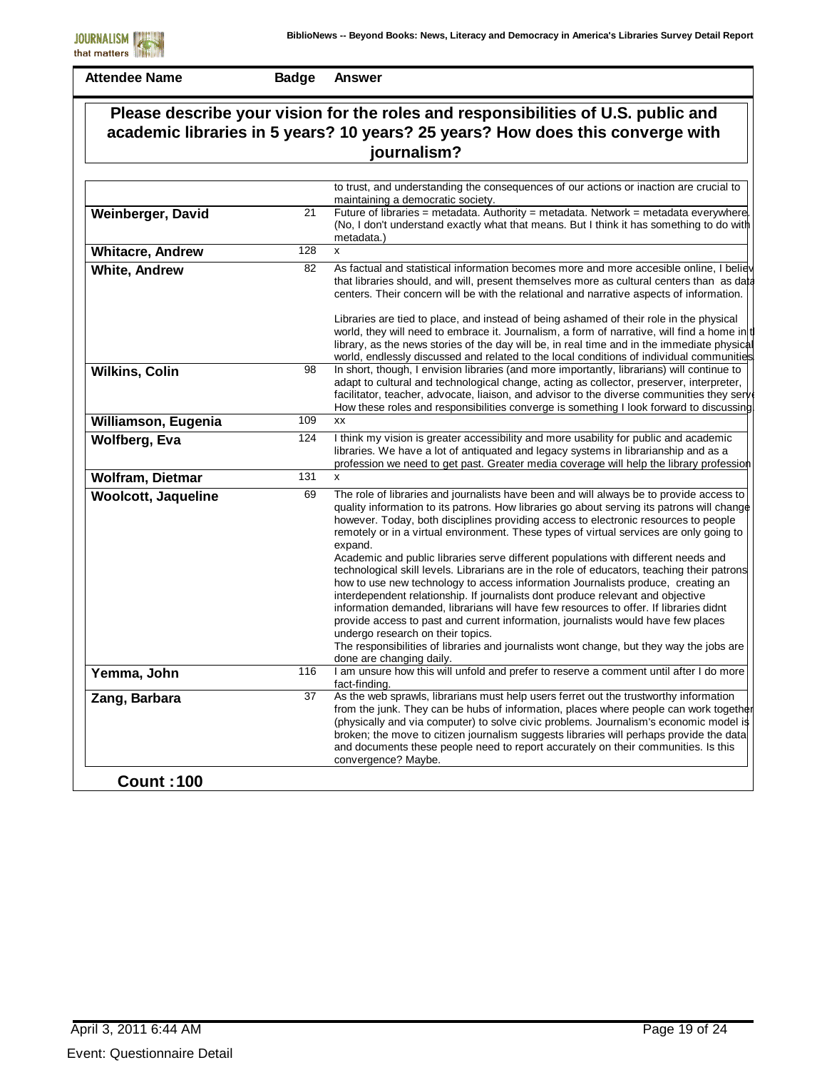| Attendee Name | Badge | Answer |
|---|---|---|

## Please describe your vision for the roles and responsibilities of U.S. public and academic libraries in 5 years? 10 years? 25 years? How does this converge with journalism?

| Attendee Name | Badge | Answer |
|---|---|---|
| | | to trust, and understanding the consequences of our actions or inaction are crucial to maintaining a democratic society. |
| **Weinberger, David** | 21 | Future of libraries = metadata. Authority = metadata. Network = metadata everywhere. (No, I don't understand exactly what that means. But I think it has something to do with metadata.) |
| **Whitacre, Andrew** | 128 | x |
| **White, Andrew** | 82 | As factual and statistical information becomes more and more accesible online, I believ that libraries should, and will, present themselves more as cultural centers than as data centers. Their concern will be with the relational and narrative aspects of information.<br><br>Libraries are tied to place, and instead of being ashamed of their role in the physical world, they will need to embrace it. Journalism, a form of narrative, will find a home in th library, as the news stories of the day will be, in real time and in the immediate physical world, endlessly discussed and related to the local conditions of individual communities |
| **Wilkins, Colin** | 98 | In short, though, I envision libraries (and more importantly, librarians) will continue to adapt to cultural and technological change, acting as collector, preserver, interpreter, facilitator, teacher, advocate, liaison, and advisor to the diverse communities they serve How these roles and responsibilities converge is something I look forward to discussing. |
| **Williamson, Eugenia** | 109 | xx |
| **Wolfberg, Eva** | 124 | I think my vision is greater accessibility and more usability for public and academic libraries. We have a lot of antiquated and legacy systems in librarianship and as a profession we need to get past. Greater media coverage will help the library profession |
| **Wolfram, Dietmar** | 131 | x |
| **Woolcott, Jaqueline** | 69 | The role of libraries and journalists have been and will always be to provide access to quality information to its patrons. How libraries go about serving its patrons will change however. Today, both disciplines providing access to electronic resources to people remotely or in a virtual environment. These types of virtual services are only going to expand.<br>Academic and public libraries serve different populations with different needs and technological skill levels. Librarians are in the role of educators, teaching their patrons how to use new technology to access information Journalists produce, creating an interdependent relationship. If journalists dont produce relevant and objective information demanded, librarians will have few resources to offer. If libraries didnt provide access to past and current information, journalists would have few places undergo research on their topics.<br>The responsibilities of libraries and journalists wont change, but they way the jobs are done are changing daily. |
| **Yemma, John** | 116 | I am unsure how this will unfold and prefer to reserve a comment until after I do more fact-finding. |
| **Zang, Barbara** | 37 | As the web sprawls, librarians must help users ferret out the trustworthy information from the junk. They can be hubs of information, places where people can work together (physically and via computer) to solve civic problems. Journalism's economic model is broken; the move to citizen journalism suggests libraries will perhaps provide the data and documents these people need to report accurately on their communities. Is this convergence? Maybe. |

**Count : 100**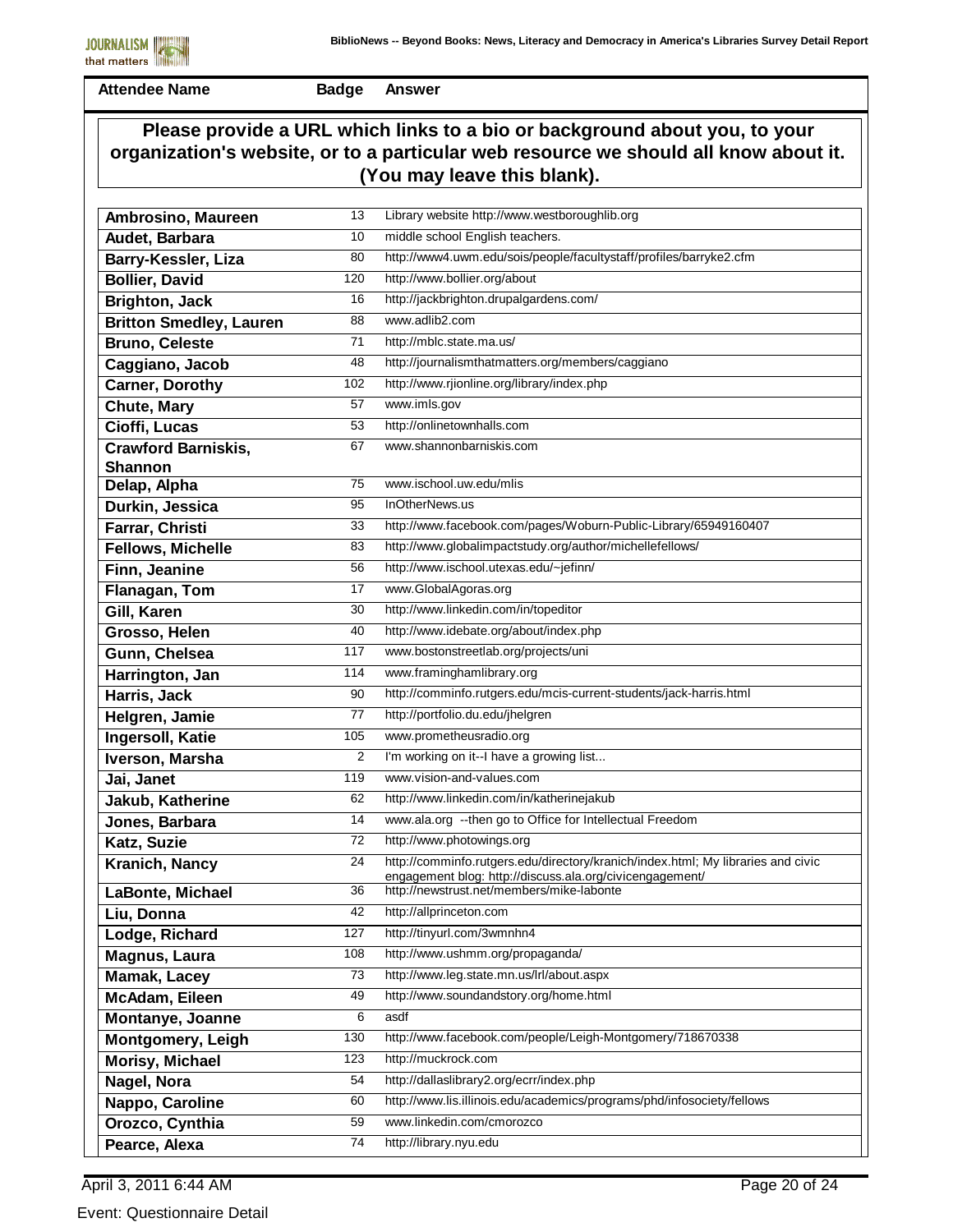| Attendee Name | Badge | Answer |
|---|---|---|

### Please provide a URL which links to a bio or background about you, to your organization's website, or to a particular web resource we should all know about it. (You may leave this blank).

| Attendee Name | Badge | Answer |
|---|---|---|
| Ambrosino, Maureen | 13 | Library website http://www.westboroughlib.org |
| Audet, Barbara | 10 | middle school English teachers. |
| Barry-Kessler, Liza | 80 | http://www4.uwm.edu/sois/people/facultystaff/profiles/barryke2.cfm |
| Bollier, David | 120 | http://www.bollier.org/about |
| Brighton, Jack | 16 | http://jackbrighton.drupalgardens.com/ |
| Britton Smedley, Lauren | 88 | www.adlib2.com |
| Bruno, Celeste | 71 | http://mblc.state.ma.us/ |
| Caggiano, Jacob | 48 | http://journalismthatmatters.org/members/caggiano |
| Carner, Dorothy | 102 | http://www.rjionline.org/library/index.php |
| Chute, Mary | 57 | www.imls.gov |
| Cioffi, Lucas | 53 | http://onlinetownhalls.com |
| Crawford Barniskis, Shannon | 67 | www.shannonbarniskis.com |
| Delap, Alpha | 75 | www.ischool.uw.edu/mlis |
| Durkin, Jessica | 95 | InOtherNews.us |
| Farrar, Christi | 33 | http://www.facebook.com/pages/Woburn-Public-Library/65949160407 |
| Fellows, Michelle | 83 | http://www.globalimpactstudy.org/author/michellefellows/ |
| Finn, Jeanine | 56 | http://www.ischool.utexas.edu/~jefinn/ |
| Flanagan, Tom | 17 | www.GlobalAgoras.org |
| Gill, Karen | 30 | http://www.linkedin.com/in/topeditor |
| Grosso, Helen | 40 | http://www.idebate.org/about/index.php |
| Gunn, Chelsea | 117 | www.bostonstreetlab.org/projects/uni |
| Harrington, Jan | 114 | www.framinghamlibrary.org |
| Harris, Jack | 90 | http://comminfo.rutgers.edu/mcis-current-students/jack-harris.html |
| Helgren, Jamie | 77 | http://portfolio.du.edu/jhelgren |
| Ingersoll, Katie | 105 | www.prometheusradio.org |
| Iverson, Marsha | 2 | I'm working on it--I have a growing list... |
| Jai, Janet | 119 | www.vision-and-values.com |
| Jakub, Katherine | 62 | http://www.linkedin.com/in/katherinejakub |
| Jones, Barbara | 14 | www.ala.org --then go to Office for Intellectual Freedom |
| Katz, Suzie | 72 | http://www.photowings.org |
| Kranich, Nancy | 24 | http://comminfo.rutgers.edu/directory/kranich/index.html; My libraries and civic engagement blog: http://discuss.ala.org/civicengagement/ |
| LaBonte, Michael | 36 | http://newstrust.net/members/mike-labonte |
| Liu, Donna | 42 | http://allprinceton.com |
| Lodge, Richard | 127 | http://tinyurl.com/3wmnhn4 |
| Magnus, Laura | 108 | http://www.ushmm.org/propaganda/ |
| Mamak, Lacey | 73 | http://www.leg.state.mn.us/lrl/about.aspx |
| McAdam, Eileen | 49 | http://www.soundandstory.org/home.html |
| Montanye, Joanne | 6 | asdf |
| Montgomery, Leigh | 130 | http://www.facebook.com/people/Leigh-Montgomery/718670338 |
| Morisy, Michael | 123 | http://muckrock.com |
| Nagel, Nora | 54 | http://dallaslibrary2.org/ecrr/index.php |
| Nappo, Caroline | 60 | http://www.lis.illinois.edu/academics/programs/phd/infosociety/fellows |
| Orozco, Cynthia | 59 | www.linkedin.com/cmorozco |
| Pearce, Alexa | 74 | http://library.nyu.edu |

April 3, 2011 6:44 AM

Event: Questionnaire Detail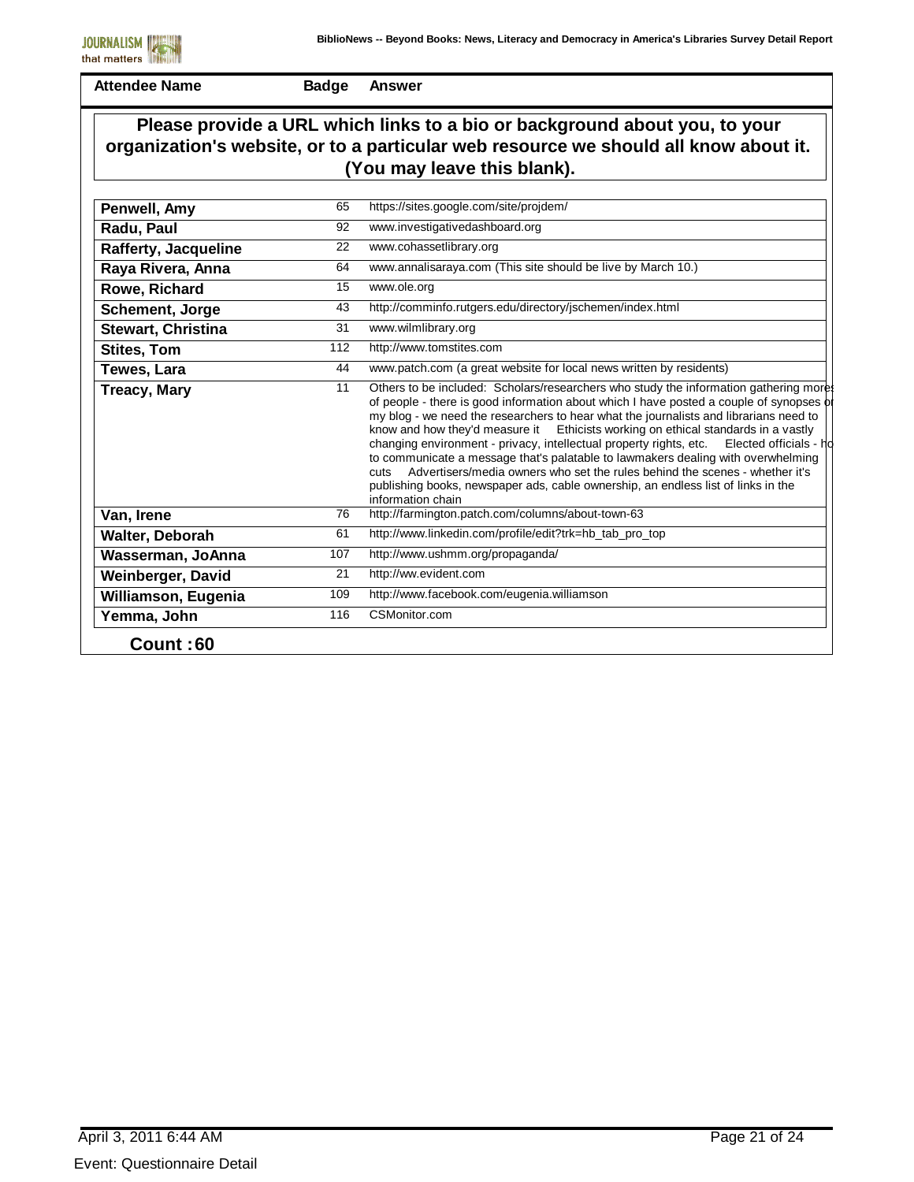| Attendee Name | Badge | Answer |
|---|---|---|

**Please provide a URL which links to a bio or background about you, to your organization's website, or to a particular web resource we should all know about it. (You may leave this blank).**

| Attendee Name | Badge | Answer |
|---|---|---|
| Penwell, Amy | 65 | https://sites.google.com/site/projdem/ |
| Radu, Paul | 92 | www.investigativedashboard.org |
| Rafferty, Jacqueline | 22 | www.cohassetlibrary.org |
| Raya Rivera, Anna | 64 | www.annalisaraya.com (This site should be live by March 10.) |
| Rowe, Richard | 15 | www.ole.org |
| Schement, Jorge | 43 | http://comminfo.rutgers.edu/directory/jschemen/index.html |
| Stewart, Christina | 31 | www.wilmlibrary.org |
| Stites, Tom | 112 | http://www.tomstites.com |
| Tewes, Lara | 44 | www.patch.com (a great website for local news written by residents) |
| Treacy, Mary | 11 | Others to be included: Scholars/researchers who study the information gathering mores of people - there is good information about which I have posted a couple of synopses on my blog - we need the researchers to hear what the journalists and librarians need to know and how they'd measure it Ethicists working on ethical standards in a vastly changing environment - privacy, intellectual property rights, etc. Elected officials - how to communicate a message that's palatable to lawmakers dealing with overwhelming cuts Advertisers/media owners who set the rules behind the scenes - whether it's publishing books, newspaper ads, cable ownership, an endless list of links in the information chain |
| Van, Irene | 76 | http://farmington.patch.com/columns/about-town-63 |
| Walter, Deborah | 61 | http://www.linkedin.com/profile/edit?trk=hb_tab_pro_top |
| Wasserman, JoAnna | 107 | http://www.ushmm.org/propaganda/ |
| Weinberger, David | 21 | http://ww.evident.com |
| Williamson, Eugenia | 109 | http://www.facebook.com/eugenia.williamson |
| Yemma, John | 116 | CSMonitor.com |

**Count : 60**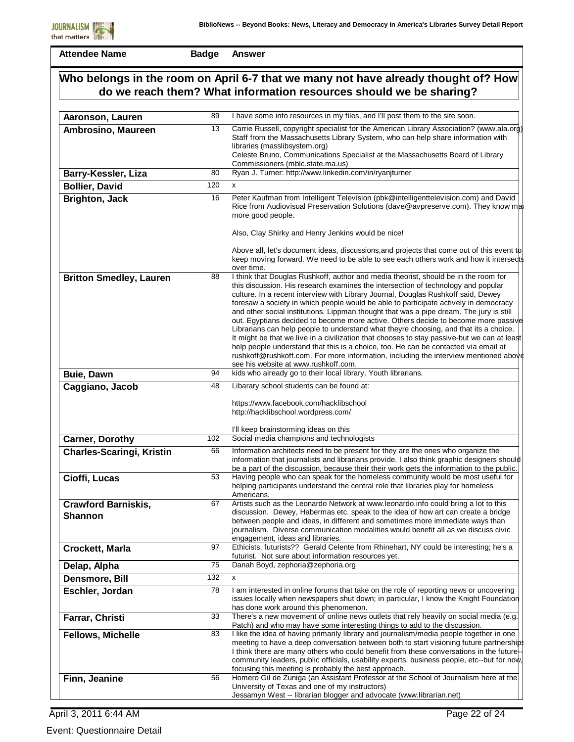| Attendee Name | Badge | Answer |
|---|---|---|

## Who belongs in the room on April 6-7 that we many not have already thought of? How do we reach them? What information resources should we be sharing?

| Attendee Name | Badge | Answer |
|---|---|---|
| Aaronson, Lauren | 89 | I have some info resources in my files, and I'll post them to the site soon. |
| Ambrosino, Maureen | 13 | Carrie Russell, copyright specialist for the American Library Association? (www.ala.org) Staff from the Massachusetts Library System, who can help share information with libraries (masslibsystem.org) Celeste Bruno, Communications Specialist at the Massachusetts Board of Library Commissioners (mblc.state.ma.us) |
| Barry-Kessler, Liza | 80 | Ryan J. Turner: http://www.linkedin.com/in/ryanjturner |
| Bollier, David | 120 | x |
| Brighton, Jack | 16 | Peter Kaufman from Intelligent Television (pbk@intelligenttelevision.com) and David Rice from Audiovisual Preservation Solutions (dave@avpreserve.com). They know ma more good people.<br><br>Also, Clay Shirky and Henry Jenkins would be nice!<br><br>Above all, let's document ideas, discussions,and projects that come out of this event to keep moving forward. We need to be able to see each others work and how it intersects over time. |
| Britton Smedley, Lauren | 88 | I think that Douglas Rushkoff, author and media theorist, should be in the room for this discussion. His research examines the intersection of technology and popular culture. In a recent interview with Library Journal, Douglas Rushkoff said, Dewey foresaw a society in which people would be able to participate actively in democracy and other social institutions. Lippman thought that was a pipe dream. The jury is still out. Egyptians decided to become more active. Others decide to become more passive Librarians can help people to understand what theyre choosing, and that its a choice. It might be that we live in a civilization that chooses to stay passive-but we can at least help people understand that this is a choice, too. He can be contacted via email at rushkoff@rushkoff.com. For more information, including the interview mentioned above see his website at www.rushkoff.com. |
| Buie, Dawn | 94 | kids who already go to their local library. Youth librarians. |
| Caggiano, Jacob | 48 | Libarary school students can be found at:<br><br>https://www.facebook.com/hacklibschool<br>http://hacklibschool.wordpress.com/<br><br>I'll keep brainstorming ideas on this |
| Carner, Dorothy | 102 | Social media champions and technologists |
| Charles-Scaringi, Kristin | 66 | Information architects need to be present for they are the ones who organize the information that journalists and librarians provide. I also think graphic designers should be a part of the discussion, because their work gets the information to the public. |
| Cioffi, Lucas | 53 | Having people who can speak for the homeless community would be most useful for helping participants understand the central role that libraries play for homeless Americans. |
| Crawford Barniskis, Shannon | 67 | Artists such as the Leonardo Network at www.leonardo.info could bring a lot to this discussion. Dewey, Habermas etc. speak to the idea of how art can create a bridge between people and ideas, in different and sometimes more immediate ways than journalism. Diverse communication modalities would benefit all as we discuss civic engagement, ideas and libraries. |
| Crockett, Marla | 97 | Ethicists, futurists?? Gerald Celente from Rhinehart, NY could be interesting; he's a futurist. Not sure about information resources yet. |
| Delap, Alpha | 75 | Danah Boyd, zephoria@zephoria.org |
| Densmore, Bill | 132 | x |
| Eschler, Jordan | 78 | I am interested in online forums that take on the role of reporting news or uncovering issues locally when newspapers shut down; in particular, I know the Knight Foundation has done work around this phenomenon. |
| Farrar, Christi | 33 | There's a new movement of online news outlets that rely heavily on social media (e.g. Patch) and who may have some interesting things to add to the discussion. |
| Fellows, Michelle | 83 | I like the idea of having primarily library and journalism/media people together in one meeting to have a deep conversation between both to start visioning future partnerships I think there are many others who could benefit from these conversations in the future--community leaders, public officials, usability experts, business people, etc--but for now, focusing this meeting is probably the best approach. |
| Finn, Jeanine | 56 | Homero Gil de Zuniga (an Assistant Professor at the School of Journalism here at the University of Texas and one of my instructors)<br>Jessamyn West -- librarian blogger and advocate (www.librarian.net) |

Event: Questionnaire Detail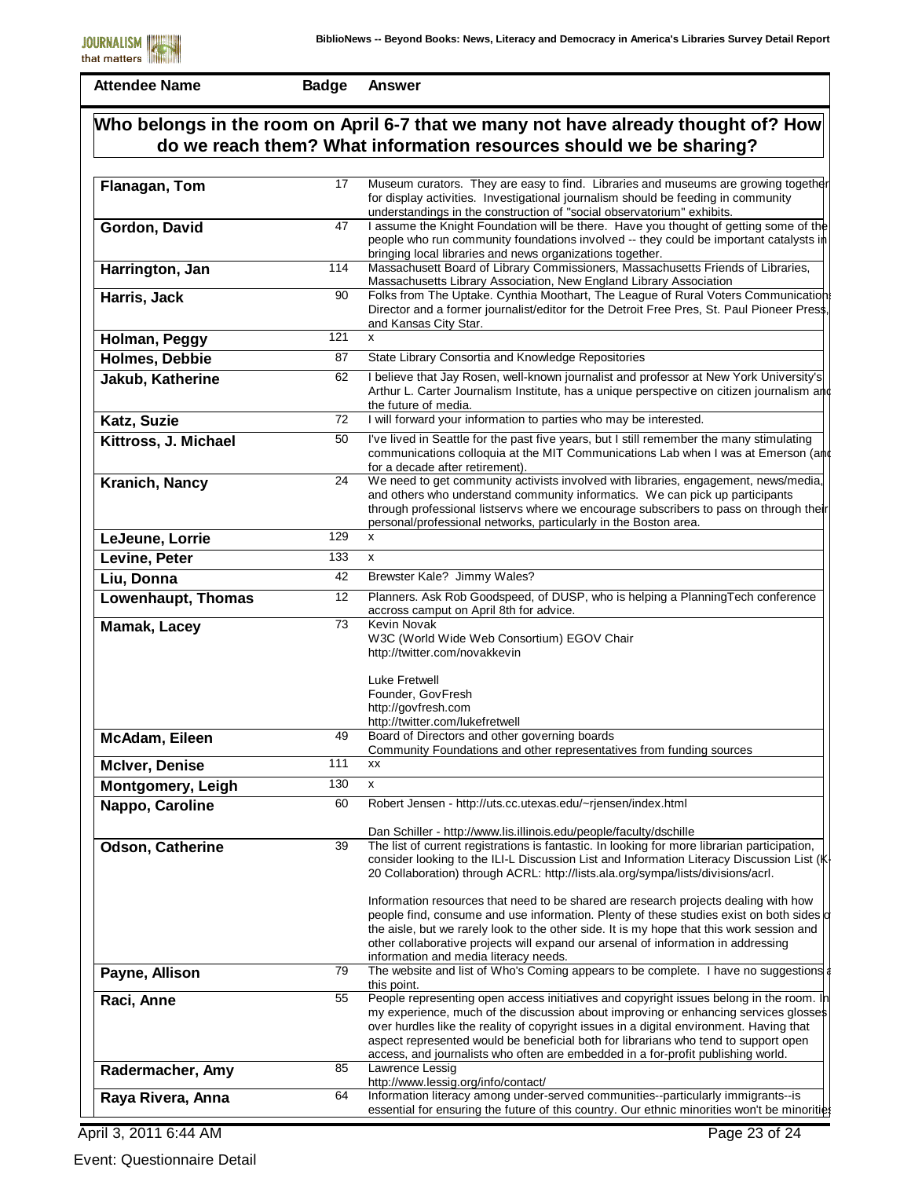| Attendee Name | Badge | Answer |
|---|---|---|

## Who belongs in the room on April 6-7 that we many not have already thought of? How do we reach them? What information resources should we be sharing?

| Attendee Name | Badge | Answer |
|---|---|---|
| Flanagan, Tom | 17 | Museum curators. They are easy to find. Libraries and museums are growing together for display activities. Investigational journalism should be feeding in community understandings in the construction of "social observatorium" exhibits. |
| Gordon, David | 47 | I assume the Knight Foundation will be there. Have you thought of getting some of the people who run community foundations involved -- they could be important catalysts in bringing local libraries and news organizations together. |
| Harrington, Jan | 114 | Massachusett Board of Library Commissioners, Massachusetts Friends of Libraries, Massachusetts Library Association, New England Library Association |
| Harris, Jack | 90 | Folks from The Uptake. Cynthia Moothart, The League of Rural Voters Communications Director and a former journalist/editor for the Detroit Free Pres, St. Paul Pioneer Press, and Kansas City Star. |
| Holman, Peggy | 121 | x |
| Holmes, Debbie | 87 | State Library Consortia and Knowledge Repositories |
| Jakub, Katherine | 62 | I believe that Jay Rosen, well-known journalist and professor at New York University's Arthur L. Carter Journalism Institute, has a unique perspective on citizen journalism and the future of media. |
| Katz, Suzie | 72 | I will forward your information to parties who may be interested. |
| Kittross, J. Michael | 50 | I've lived in Seattle for the past five years, but I still remember the many stimulating communications colloquia at the MIT Communications Lab when I was at Emerson (and for a decade after retirement). |
| Kranich, Nancy | 24 | We need to get community activists involved with libraries, engagement, news/media, and others who understand community informatics. We can pick up participants through professional listservs where we encourage subscribers to pass on through their personal/professional networks, particularly in the Boston area. |
| LeJeune, Lorrie | 129 | x |
| Levine, Peter | 133 | x |
| Liu, Donna | 42 | Brewster Kale? Jimmy Wales? |
| Lowenhaupt, Thomas | 12 | Planners. Ask Rob Goodspeed, of DUSP, who is helping a PlanningTech conference accross camput on April 8th for advice. |
| Mamak, Lacey | 73 | Kevin Novak<br>W3C (World Wide Web Consortium) EGOV Chair<br>http://twitter.com/novakkevin<br><br>Luke Fretwell<br>Founder, GovFresh<br>http://govfresh.com<br>http://twitter.com/lukefretwell |
| McAdam, Eileen | 49 | Board of Directors and other governing boards<br>Community Foundations and other representatives from funding sources |
| McIver, Denise | 111 | xx |
| Montgomery, Leigh | 130 | x |
| Nappo, Caroline | 60 | Robert Jensen - http://uts.cc.utexas.edu/~rjensen/index.html<br><br>Dan Schiller - http://www.lis.illinois.edu/people/faculty/dschille |
| Odson, Catherine | 39 | The list of current registrations is fantastic. In looking for more librarian participation, consider looking to the ILI-L Discussion List and Information Literacy Discussion List (K-20 Collaboration) through ACRL: http://lists.ala.org/sympa/lists/divisions/acrl.<br><br>Information resources that need to be shared are research projects dealing with how people find, consume and use information. Plenty of these studies exist on both sides of the aisle, but we rarely look to the other side. It is my hope that this work session and other collaborative projects will expand our arsenal of information in addressing information and media literacy needs. |
| Payne, Allison | 79 | The website and list of Who's Coming appears to be complete. I have no suggestions at this point. |
| Raci, Anne | 55 | People representing open access initiatives and copyright issues belong in the room. In my experience, much of the discussion about improving or enhancing services glosses over hurdles like the reality of copyright issues in a digital environment. Having that aspect represented would be beneficial both for librarians who tend to support open access, and journalists who often are embedded in a for-profit publishing world. |
| Radermacher, Amy | 85 | Lawrence Lessig<br>http://www.lessig.org/info/contact/ |
| Raya Rivera, Anna | 64 | Information literacy among under-served communities--particularly immigrants--is essential for ensuring the future of this country. Our ethnic minorities won't be minorities |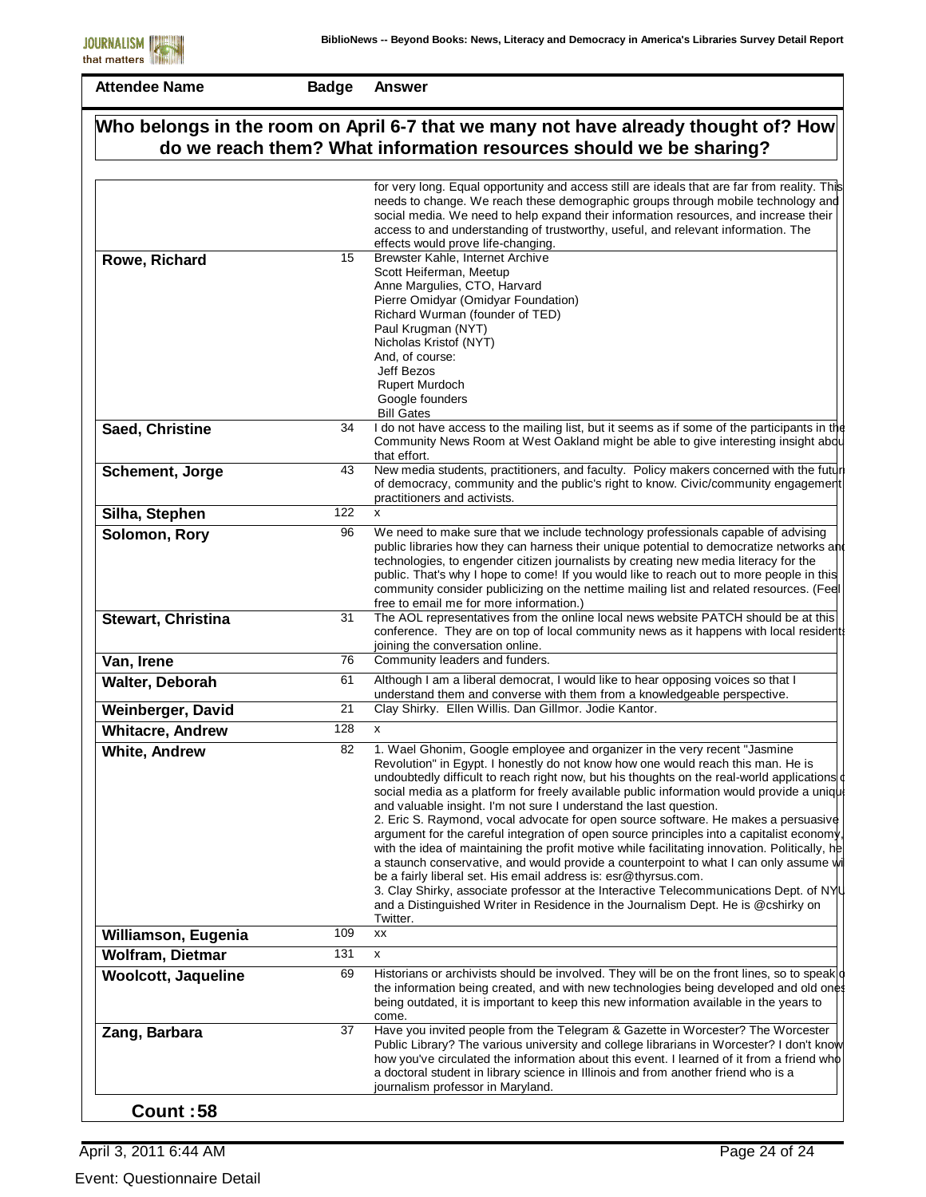| Attendee Name | Badge | Answer |
|---|---|---|

## Who belongs in the room on April 6-7 that we many not have already thought of? How do we reach them? What information resources should we be sharing?

| | | |
|---|---|---|
| | | for very long. Equal opportunity and access still are ideals that are far from reality. This needs to change. We reach these demographic groups through mobile technology and social media. We need to help expand their information resources, and increase their access to and understanding of trustworthy, useful, and relevant information. The effects would prove life-changing. |
| **Rowe, Richard** | 15 | Brewster Kahle, Internet Archive<br>Scott Heiferman, Meetup<br>Anne Margulies, CTO, Harvard<br>Pierre Omidyar (Omidyar Foundation)<br>Richard Wurman (founder of TED)<br>Paul Krugman (NYT)<br>Nicholas Kristof (NYT)<br>And, of course:<br>Jeff Bezos<br>Rupert Murdoch<br>Google founders<br>Bill Gates |
| **Saed, Christine** | 34 | I do not have access to the mailing list, but it seems as if some of the participants in the Community News Room at West Oakland might be able to give interesting insight abou that effort. |
| **Schement, Jorge** | 43 | New media students, practitioners, and faculty. Policy makers concerned with the futur of democracy, community and the public's right to know. Civic/community engagement practitioners and activists. |
| **Silha, Stephen** | 122 | x |
| **Solomon, Rory** | 96 | We need to make sure that we include technology professionals capable of advising public libraries how they can harness their unique potential to democratize networks and technologies, to engender citizen journalists by creating new media literacy for the public. That's why I hope to come! If you would like to reach out to more people in this community consider publicizing on the nettime mailing list and related resources. (Feel free to email me for more information.) |
| **Stewart, Christina** | 31 | The AOL representatives from the online local news website PATCH should be at this conference. They are on top of local community news as it happens with local residents joining the conversation online. |
| **Van, Irene** | 76 | Community leaders and funders. |
| **Walter, Deborah** | 61 | Although I am a liberal democrat, I would like to hear opposing voices so that I understand them and converse with them from a knowledgeable perspective. |
| **Weinberger, David** | 21 | Clay Shirky. Ellen Willis. Dan Gillmor. Jodie Kantor. |
| **Whitacre, Andrew** | 128 | x |
| **White, Andrew** | 82 | 1. Wael Ghonim, Google employee and organizer in the very recent "Jasmine Revolution" in Egypt. I honestly do not know how one would reach this man. He is undoubtedly difficult to reach right now, but his thoughts on the real-world applications o social media as a platform for freely available public information would provide a unique and valuable insight. I'm not sure I understand the last question.<br>2. Eric S. Raymond, vocal advocate for open source software. He makes a persuasive argument for the careful integration of open source principles into a capitalist economy, with the idea of maintaining the profit motive while facilitating innovation. Politically, he a staunch conservative, and would provide a counterpoint to what I can only assume wi be a fairly liberal set. His email address is: esr@thyrsus.com.<br>3. Clay Shirky, associate professor at the Interactive Telecommunications Dept. of NYU and a Distinguished Writer in Residence in the Journalism Dept. He is @cshirky on Twitter. |
| **Williamson, Eugenia** | 109 | xx |
| **Wolfram, Dietmar** | 131 | x |
| **Woolcott, Jaqueline** | 69 | Historians or archivists should be involved. They will be on the front lines, so to speak o the information being created, and with new technologies being developed and old ones being outdated, it is important to keep this new information available in the years to come. |
| **Zang, Barbara** | 37 | Have you invited people from the Telegram & Gazette in Worcester? The Worcester Public Library? The various university and college librarians in Worcester? I don't know how you've circulated the information about this event. I learned of it from a friend who a doctoral student in library science in Illinois and from another friend who is a journalism professor in Maryland. |

**Count : 58**

April 3, 2011 6:44 AM

Event: Questionnaire Detail